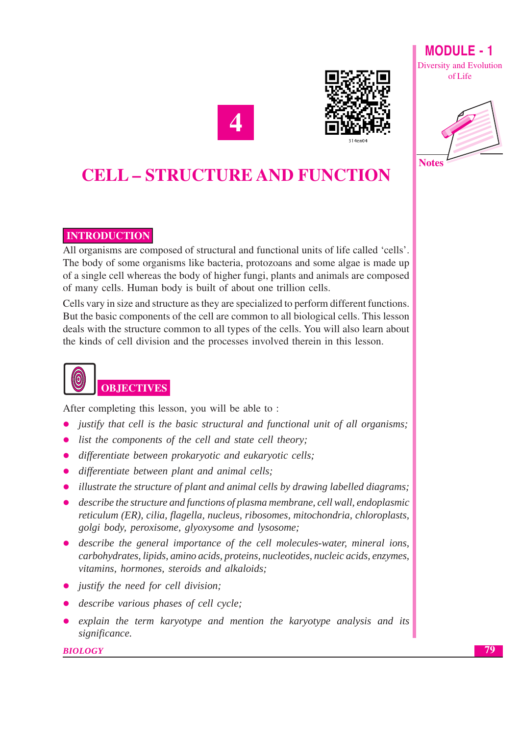# 4

# CELL – STRUCTURE AND FUNCTION

## INTRODUCTION

All organisms are composed of structural and functional units of life called 'cells'. The body of some organisms like bacteria, protozoans and some algae is made up of a single cell whereas the body of higher fungi, plants and animals are composed of many cells. Human body is built of about one trillion cells.

Cells vary in size and structure as they are specialized to perform different functions. But the basic components of the cell are common to all biological cells. This lesson deals with the structure common to all types of the cells. You will also learn about the kinds of cell division and the processes involved therein in this lesson.

## OBJECTIVES

After completing this lesson, you will be able to :

- *justify that cell is the basic structural and functional unit of all organisms;*
- *list the components of the cell and state cell theory;*
- *differentiate between prokaryotic and eukaryotic cells;*
- *differentiate between plant and animal cells;*
- *illustrate the structure of plant and animal cells by drawing labelled diagrams;*
- *describe the structure and functions of plasma membrane, cell wall, endoplasmic reticulum (ER), cilia, flagella, nucleus, ribosomes, mitochondria, chloroplasts, golgi body, peroxisome, glyoxysome and lysosome;*
- *describe the general importance of the cell molecules-water, mineral ions, carbohydrates, lipids, amino acids, proteins, nucleotides, nucleic acids, enzymes, vitamins, hormones, steroids and alkaloids;*
- *justify the need for cell division;*
- *describe various phases of cell cycle;*
- *explain the term karyotype and mention the karyotype analysis and its significance.*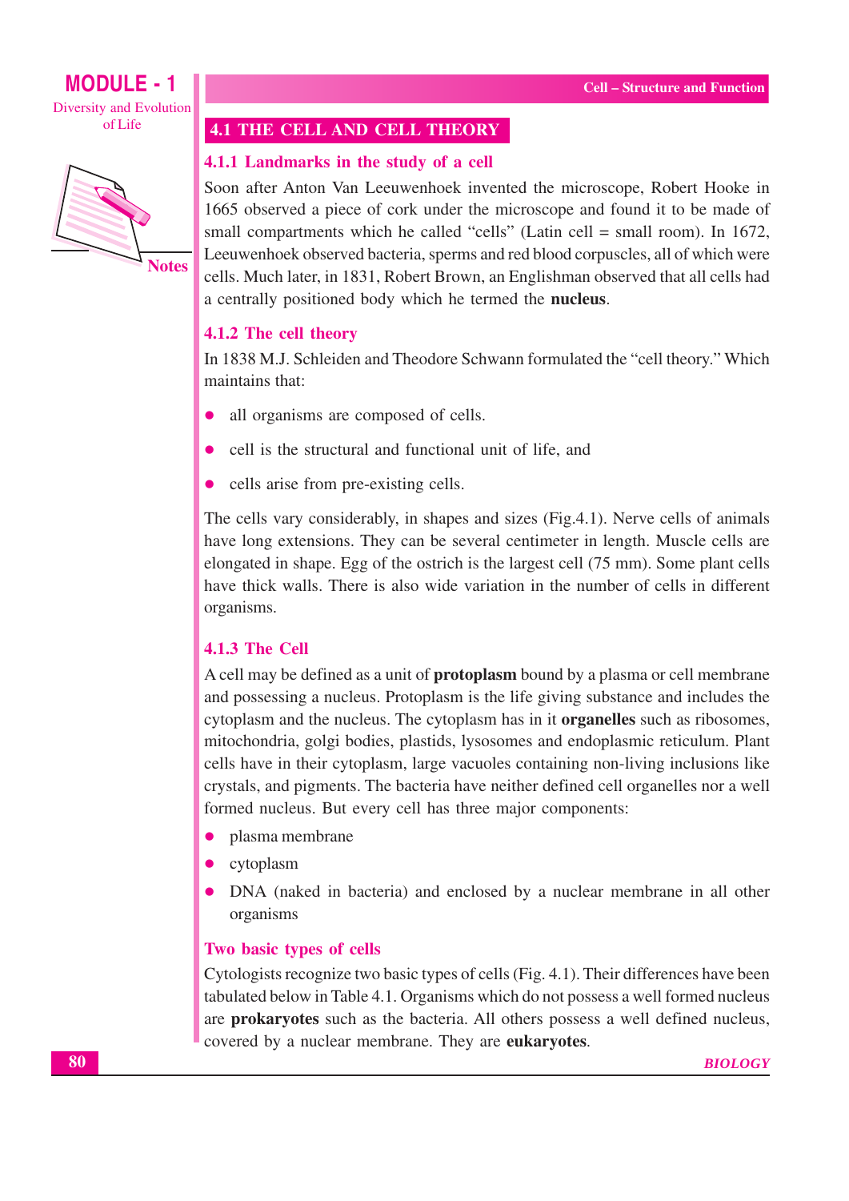## 4.1 THE CELL AND CELL THEORY

### 4.1.1 Landmarks in the study of a cell

Soon after Anton Van Leeuwenhoek invented the microscope, Robert Hooke in 1665 observed a piece of cork under the microscope and found it to be made of small compartments which he called "cells" (Latin cell = small room). In 1672, Leeuwenhoek observed bacteria, sperms and red blood corpuscles, all of which were cells. Much later, in 1831, Robert Brown, an Englishman observed that all cells had a centrally positioned body which he termed the **nucleus**.

### 4.1.2 The cell theory

In 1838 M.J. Schleiden and Theodore Schwann formulated the "cell theory." Which maintains that:

- all organisms are composed of cells.
- cell is the structural and functional unit of life, and
- cells arise from pre-existing cells.

The cells vary considerably, in shapes and sizes (Fig.4.1). Nerve cells of animals have long extensions. They can be several centimeter in length. Muscle cells are elongated in shape. Egg of the ostrich is the largest cell (75 mm). Some plant cells have thick walls. There is also wide variation in the number of cells in different organisms.

### 4.1.3 The Cell

A cell may be defined as a unit of **protoplasm** bound by a plasma or cell membrane and possessing a nucleus. Protoplasm is the life giving substance and includes the cytoplasm and the nucleus. The cytoplasm has in it **organelles** such as ribosomes, mitochondria, golgi bodies, plastids, lysosomes and endoplasmic reticulum. Plant cells have in their cytoplasm, large vacuoles containing non-living inclusions like crystals, and pigments. The bacteria have neither defined cell organelles nor a well formed nucleus. But every cell has three major components:

- plasma membrane
- cytoplasm
- DNA (naked in bacteria) and enclosed by a nuclear membrane in all other organisms

### Two basic types of cells

Cytologists recognize two basic types of cells (Fig. 4.1). Their differences have been tabulated below in Table 4.1. Organisms which do not possess a well formed nucleus are **prokaryotes** such as the bacteria. All others possess a well defined nucleus, covered by a nuclear membrane. They are **eukaryotes**.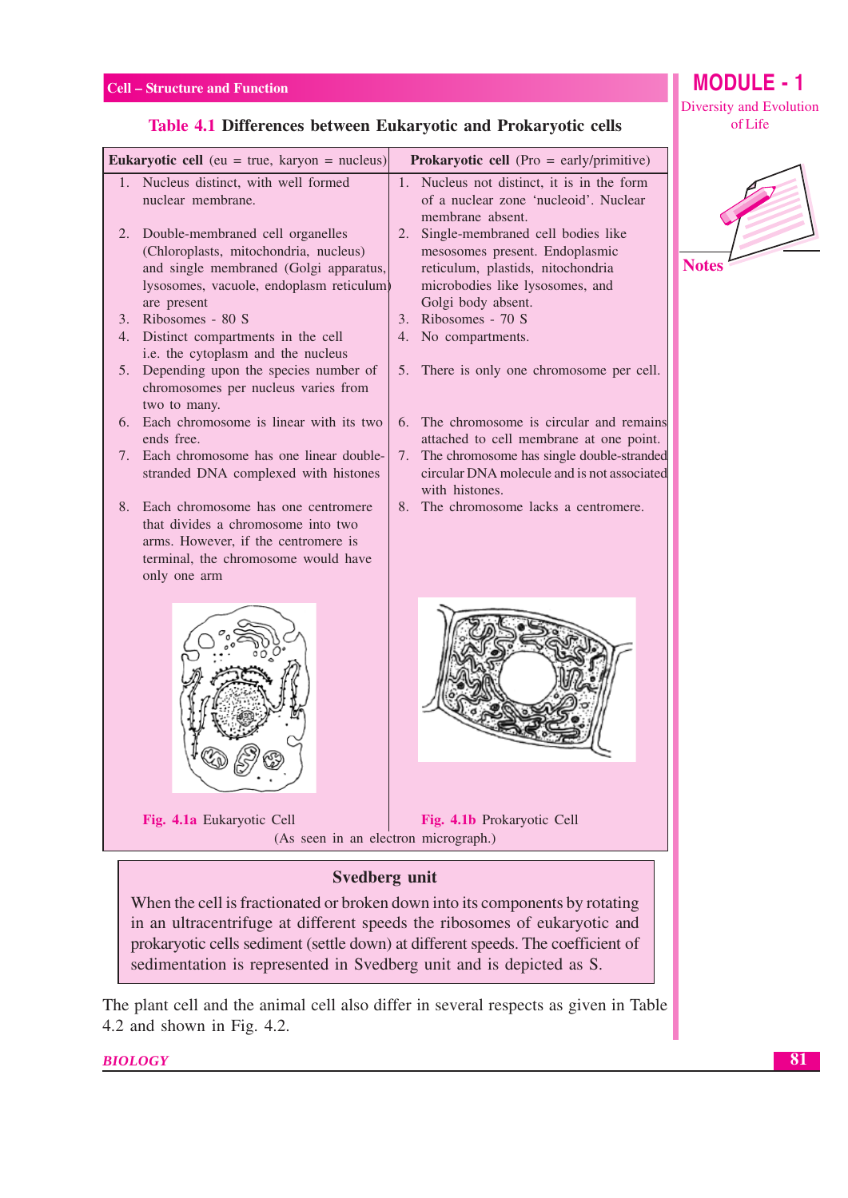### Table 4.1 Differences between Eukaryotic and Prokaryotic cells

| **Eukaryotic cell** (eu = true, karyon = nucleus) | **Prokaryotic cell** (Pro = early/primitive) |
|---|---|
| 1. Nucleus distinct, with well formed nuclear membrane. | 1. Nucleus not distinct, it is in the form of a nuclear zone 'nucleoid'. Nuclear membrane absent. |
| 2. Double-membraned cell organelles (Chloroplasts, mitochondria, nucleus) and single membraned (Golgi apparatus, lysosomes, vacuole, endoplasm reticulum) are present | 2. Single-membraned cell bodies like mesosomes present. Endoplasmic reticulum, plastids, nitochondria microbodies like lysosomes, and Golgi body absent. |
| 3. Ribosomes - 80 S | 3. Ribosomes - 70 S |
| 4. Distinct compartments in the cell i.e. the cytoplasm and the nucleus | 4. No compartments. |
| 5. Depending upon the species number of chromosomes per nucleus varies from two to many. | 5. There is only one chromosome per cell. |
| 6. Each chromosome is linear with its two ends free. | 6. The chromosome is circular and remains attached to cell membrane at one point. |
| 7. Each chromosome has one linear double-stranded DNA complexed with histones | 7. The chromosome has single double-stranded circular DNA molecule and is not associated with histones. |
| 8. Each chromosome has one centromere that divides a chromosome into two arms. However, if the centromere is terminal, the chromosome would have only one arm | 8. The chromosome lacks a centromere. |
| Fig. 4.1a Eukaryotic Cell | Fig. 4.1b Prokaryotic Cell |

(As seen in an electron micrograph.)

**Svedberg unit**

When the cell is fractionated or broken down into its components by rotating in an ultracentrifuge at different speeds the ribosomes of eukaryotic and prokaryotic cells sediment (settle down) at different speeds. The coefficient of sedimentation is represented in Svedberg unit and is depicted as S.

The plant cell and the animal cell also differ in several respects as given in Table 4.2 and shown in Fig. 4.2.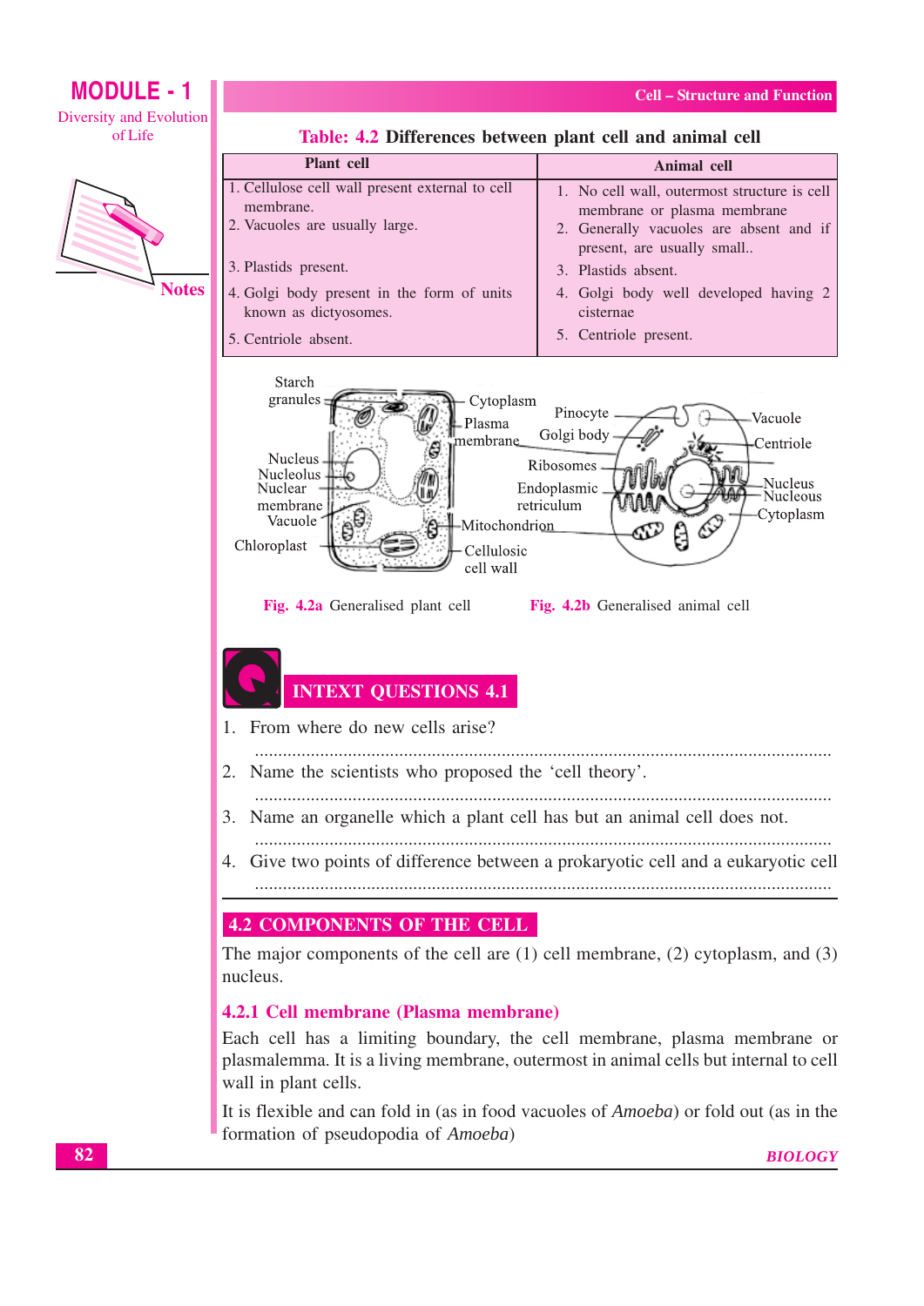**Table: 4.2 Differences between plant cell and animal cell**

| Plant cell | Animal cell |
|---|---|
| 1. Cellulose cell wall present external to cell membrane. | 1. No cell wall, outermost structure is cell membrane or plasma membrane |
| 2. Vacuoles are usually large. | 2. Generally vacuoles are absent and if present, are usually small.. |
| 3. Plastids present. | 3. Plastids absent. |
| 4. Golgi body present in the form of units known as dictyosomes. | 4. Golgi body well developed having 2 cisternae |
| 5. Centriole absent. | 5. Centriole present. |

Starch granules, Cytoplasm, Plasma membrane, Nucleus, Nucleolus, Nuclear membrane, Vacuole, Chloroplast, Mitochondrion, Cellulosic cell wall

**Fig. 4.2a** Generalised plant cell

Pinocyte, Golgi body, Ribosomes, Endoplasmic retriculum, Vacuole, Centriole, Nucleus, Nucleous, Cytoplasm

**Fig. 4.2b** Generalised animal cell

## INTEXT QUESTIONS 4.1

1. From where do new cells arise?

   ..........................................................................................................................

2. Name the scientists who proposed the 'cell theory'.

   ..........................................................................................................................

3. Name an organelle which a plant cell has but an animal cell does not.

   ..........................................................................................................................

4. Give two points of difference between a prokaryotic cell and a eukaryotic cell

   ..........................................................................................................................

## 4.2 COMPONENTS OF THE CELL

The major components of the cell are (1) cell membrane, (2) cytoplasm, and (3) nucleus.

### 4.2.1 Cell membrane (Plasma membrane)

Each cell has a limiting boundary, the cell membrane, plasma membrane or plasmalemma. It is a living membrane, outermost in animal cells but internal to cell wall in plant cells.

It is flexible and can fold in (as in food vacuoles of *Amoeba*) or fold out (as in the formation of pseudopodia of *Amoeba*)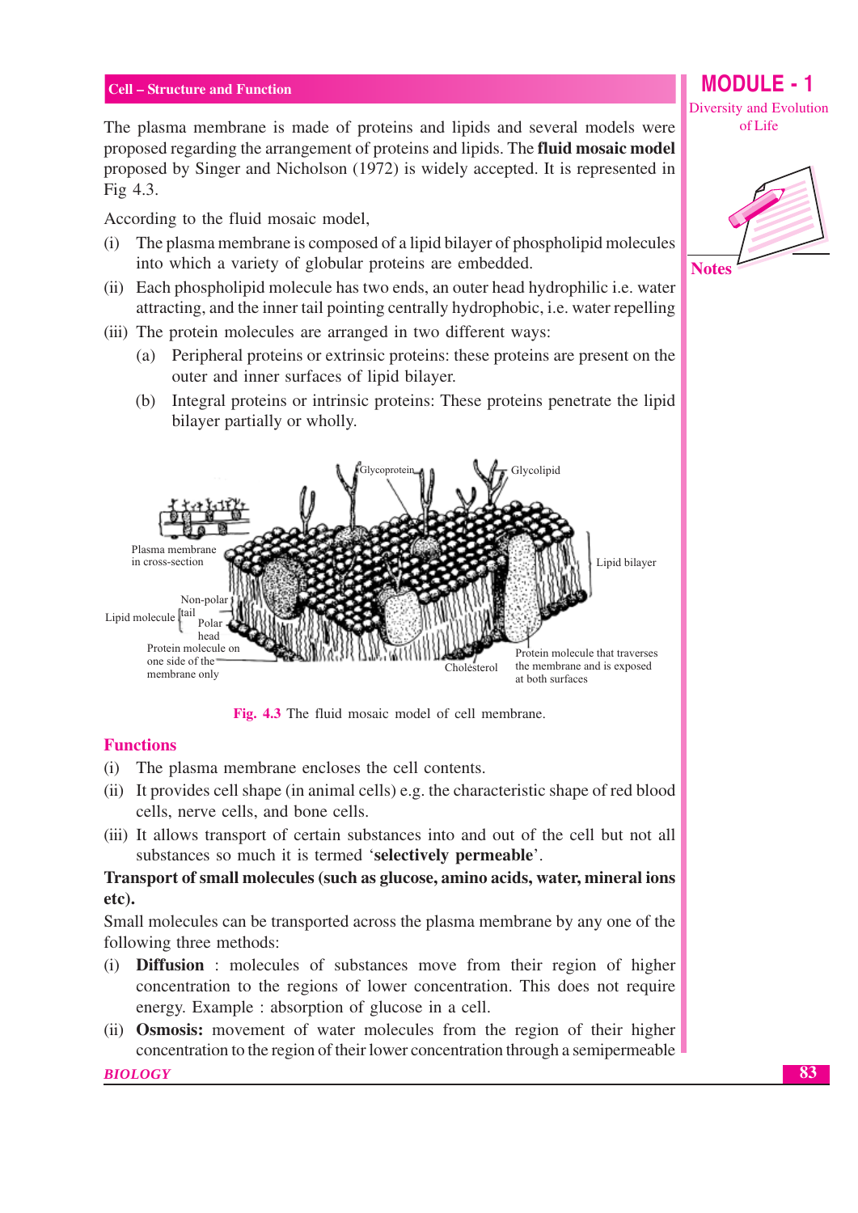The plasma membrane is made of proteins and lipids and several models were proposed regarding the arrangement of proteins and lipids. The **fluid mosaic model** proposed by Singer and Nicholson (1972) is widely accepted. It is represented in Fig 4.3.

According to the fluid mosaic model,

(i) The plasma membrane is composed of a lipid bilayer of phospholipid molecules into which a variety of globular proteins are embedded.

(ii) Each phospholipid molecule has two ends, an outer head hydrophilic i.e. water attracting, and the inner tail pointing centrally hydrophobic, i.e. water repelling

(iii) The protein molecules are arranged in two different ways:

   (a) Peripheral proteins or extrinsic proteins: these proteins are present on the outer and inner surfaces of lipid bilayer.

   (b) Integral proteins or intrinsic proteins: These proteins penetrate the lipid bilayer partially or wholly.

Glycoprotein, Glycolipid, Plasma membrane in cross-section, Lipid bilayer, Non-polar tail, Lipid molecule, Polar head, Protein molecule on one side of the membrane only, Cholesterol, Protein molecule that traverses the membrane and is exposed at both surfaces

**Fig. 4.3** The fluid mosaic model of cell membrane.

## Functions

(i) The plasma membrane encloses the cell contents.

(ii) It provides cell shape (in animal cells) e.g. the characteristic shape of red blood cells, nerve cells, and bone cells.

(iii) It allows transport of certain substances into and out of the cell but not all substances so much it is termed '**selectively permeable**'.

**Transport of small molecules (such as glucose, amino acids, water, mineral ions etc).**

Small molecules can be transported across the plasma membrane by any one of the following three methods:

(i) **Diffusion** : molecules of substances move from their region of higher concentration to the regions of lower concentration. This does not require energy. Example : absorption of glucose in a cell.

(ii) **Osmosis:** movement of water molecules from the region of their higher concentration to the region of their lower concentration through a semipermeable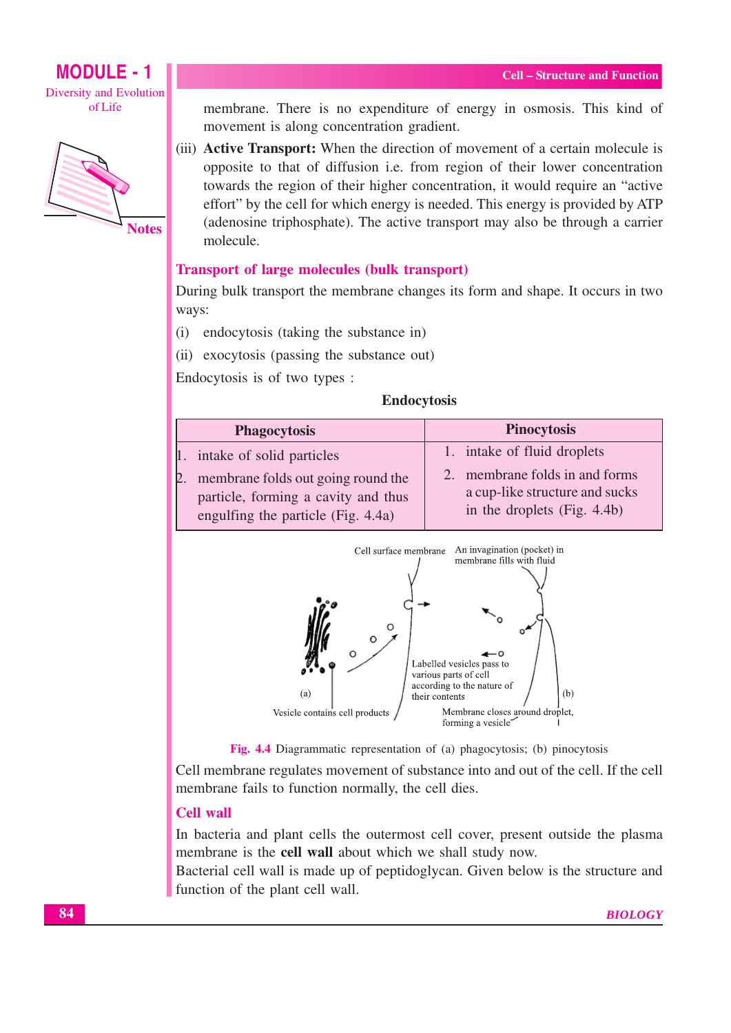membrane. There is no expenditure of energy in osmosis. This kind of movement is along concentration gradient.

(iii) **Active Transport:** When the direction of movement of a certain molecule is opposite to that of diffusion i.e. from region of their lower concentration towards the region of their higher concentration, it would require an "active effort" by the cell for which energy is needed. This energy is provided by ATP (adenosine triphosphate). The active transport may also be through a carrier molecule.

## Transport of large molecules (bulk transport)

During bulk transport the membrane changes its form and shape. It occurs in two ways:

(i) endocytosis (taking the substance in)

(ii) exocytosis (passing the substance out)

Endocytosis is of two types :

**Endocytosis**

| Phagocytosis | Pinocytosis |
|---|---|
| 1. intake of solid particles | 1. intake of fluid droplets |
| 2. membrane folds out going round the particle, forming a cavity and thus engulfing the particle (Fig. 4.4a) | 2. membrane folds in and forms a cup-like structure and sucks in the droplets (Fig. 4.4b) |

Cell surface membrane
An invagination (pocket) in membrane fills with fluid
Labelled vesicles pass to various parts of cell according to the nature of their contents
(a)
(b)
Vesicle contains cell products
Membrane closes around droplet, forming a vesicle

**Fig. 4.4** Diagrammatic representation of (a) phagocytosis; (b) pinocytosis

Cell membrane regulates movement of substance into and out of the cell. If the cell membrane fails to function normally, the cell dies.

## Cell wall

In bacteria and plant cells the outermost cell cover, present outside the plasma membrane is the **cell wall** about which we shall study now.

Bacterial cell wall is made up of peptidoglycan. Given below is the structure and function of the plant cell wall.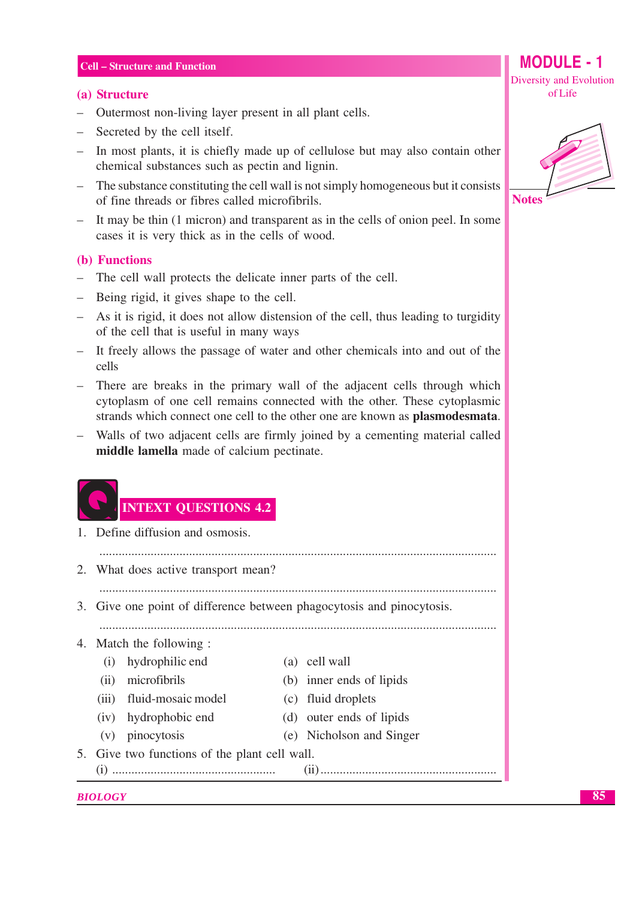### (a) Structure

- Outermost non-living layer present in all plant cells.
- Secreted by the cell itself.
- In most plants, it is chiefly made up of cellulose but may also contain other chemical substances such as pectin and lignin.
- The substance constituting the cell wall is not simply homogeneous but it consists of fine threads or fibres called microfibrils.
- It may be thin (1 micron) and transparent as in the cells of onion peel. In some cases it is very thick as in the cells of wood.

### (b) Functions

- The cell wall protects the delicate inner parts of the cell.
- Being rigid, it gives shape to the cell.
- As it is rigid, it does not allow distension of the cell, thus leading to turgidity of the cell that is useful in many ways
- It freely allows the passage of water and other chemicals into and out of the cells
- There are breaks in the primary wall of the adjacent cells through which cytoplasm of one cell remains connected with the other. These cytoplasmic strands which connect one cell to the other one are known as **plasmodesmata**.
- Walls of two adjacent cells are firmly joined by a cementing material called **middle lamella** made of calcium pectinate.

## INTEXT QUESTIONS 4.2

1. Define diffusion and osmosis.

   ..........................................................................................................................

2. What does active transport mean?

   ..........................................................................................................................

3. Give one point of difference between phagocytosis and pinocytosis.

   ..........................................................................................................................

4. Match the following :

| | |
|---|---|
| (i) hydrophilic end | (a) cell wall |
| (ii) microfibrils | (b) inner ends of lipids |
| (iii) fluid-mosaic model | (c) fluid droplets |
| (iv) hydrophobic end | (d) outer ends of lipids |
| (v) pinocytosis | (e) Nicholson and Singer |

5. Give two functions of the plant cell wall.

   (i) ................................................... (ii) .......................................................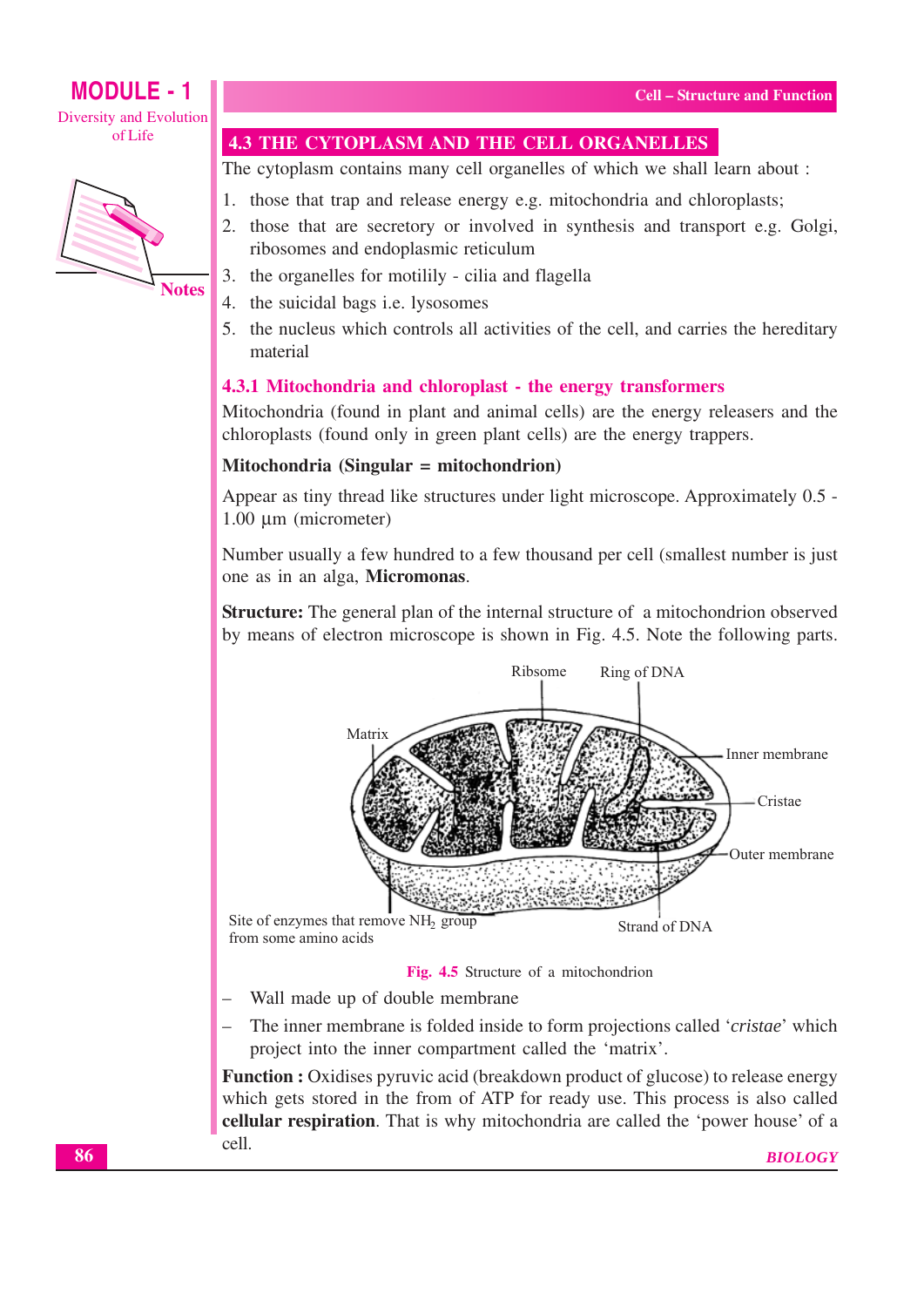## 4.3 THE CYTOPLASM AND THE CELL ORGANELLES

The cytoplasm contains many cell organelles of which we shall learn about :

1. those that trap and release energy e.g. mitochondria and chloroplasts;
2. those that are secretory or involved in synthesis and transport e.g. Golgi, ribosomes and endoplasmic reticulum
3. the organelles for motilily - cilia and flagella
4. the suicidal bags i.e. lysosomes
5. the nucleus which controls all activities of the cell, and carries the hereditary material

### 4.3.1 Mitochondria and chloroplast - the energy transformers

Mitochondria (found in plant and animal cells) are the energy releasers and the chloroplasts (found only in green plant cells) are the energy trappers.

**Mitochondria (Singular = mitochondrion)**

Appear as tiny thread like structures under light microscope. Approximately 0.5 - 1.00 µm (micrometer)

Number usually a few hundred to a few thousand per cell (smallest number is just one as in an alga, **Micromonas**.

**Structure:** The general plan of the internal structure of a mitochondrion observed by means of electron microscope is shown in Fig. 4.5. Note the following parts.

Ribsome, Ring of DNA, Matrix, Inner membrane, Cristae, Outer membrane, Site of enzymes that remove $NH_2$ group from some amino acids, Strand of DNA

**Fig. 4.5** Structure of a mitochondrion

- Wall made up of double membrane
- The inner membrane is folded inside to form projections called '*cristae*' which project into the inner compartment called the 'matrix'.

**Function :** Oxidises pyruvic acid (breakdown product of glucose) to release energy which gets stored in the from of ATP for ready use. This process is also called **cellular respiration**. That is why mitochondria are called the 'power house' of a cell.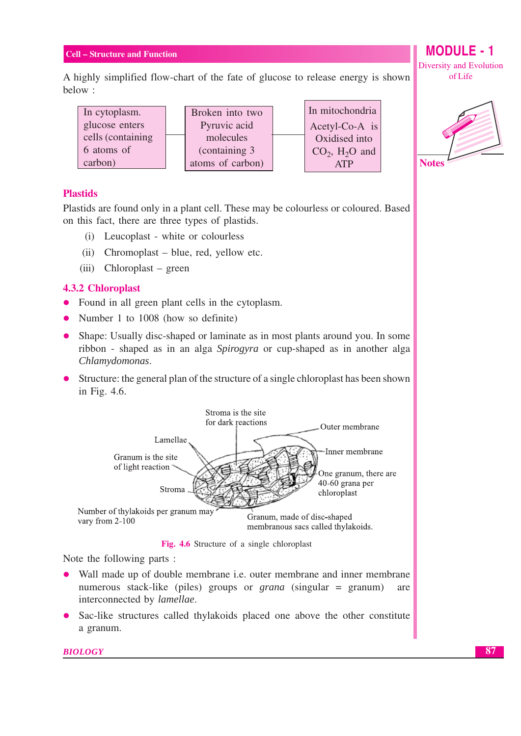A highly simplified flow-chart of the fate of glucose to release energy is shown below :

| In cytoplasm. glucose enters cells (containing 6 atoms of carbon) | Broken into two Pyruvic acid molecules (containing 3 atoms of carbon) | In mitochondria Acetyl-Co-A is Oxidised into $CO_2$, $H_2O$ and ATP |
|---|---|---|

### Plastids

Plastids are found only in a plant cell. These may be colourless or coloured. Based on this fact, there are three types of plastids.

(i) Leucoplast - white or colourless

(ii) Chromoplast – blue, red, yellow etc.

(iii) Chloroplast – green

### 4.3.2 Chloroplast

- Found in all green plant cells in the cytoplasm.
- Number 1 to 1008 (how so definite)
- Shape: Usually disc-shaped or laminate as in most plants around you. In some ribbon - shaped as in an alga *Spirogyra* or cup-shaped as in another alga *Chlamydomonas*.
- Structure: the general plan of the structure of a single chloroplast has been shown in Fig. 4.6.

Stroma is the site for dark reactions; Outer membrane; Lamellae; Inner membrane; Granum is the site of light reaction; One granum, there are 40-60 grana per chloroplast; Stroma; Number of thylakoids per granum may vary from 2-100; Granum, made of disc-shaped membranous sacs called thylakoids.

**Fig. 4.6** Structure of a single chloroplast

Note the following parts :

- Wall made up of double membrane i.e. outer membrane and inner membrane numerous stack-like (piles) groups or *grana* (singular = granum) are interconnected by *lamellae*.
- Sac-like structures called thylakoids placed one above the other constitute a granum.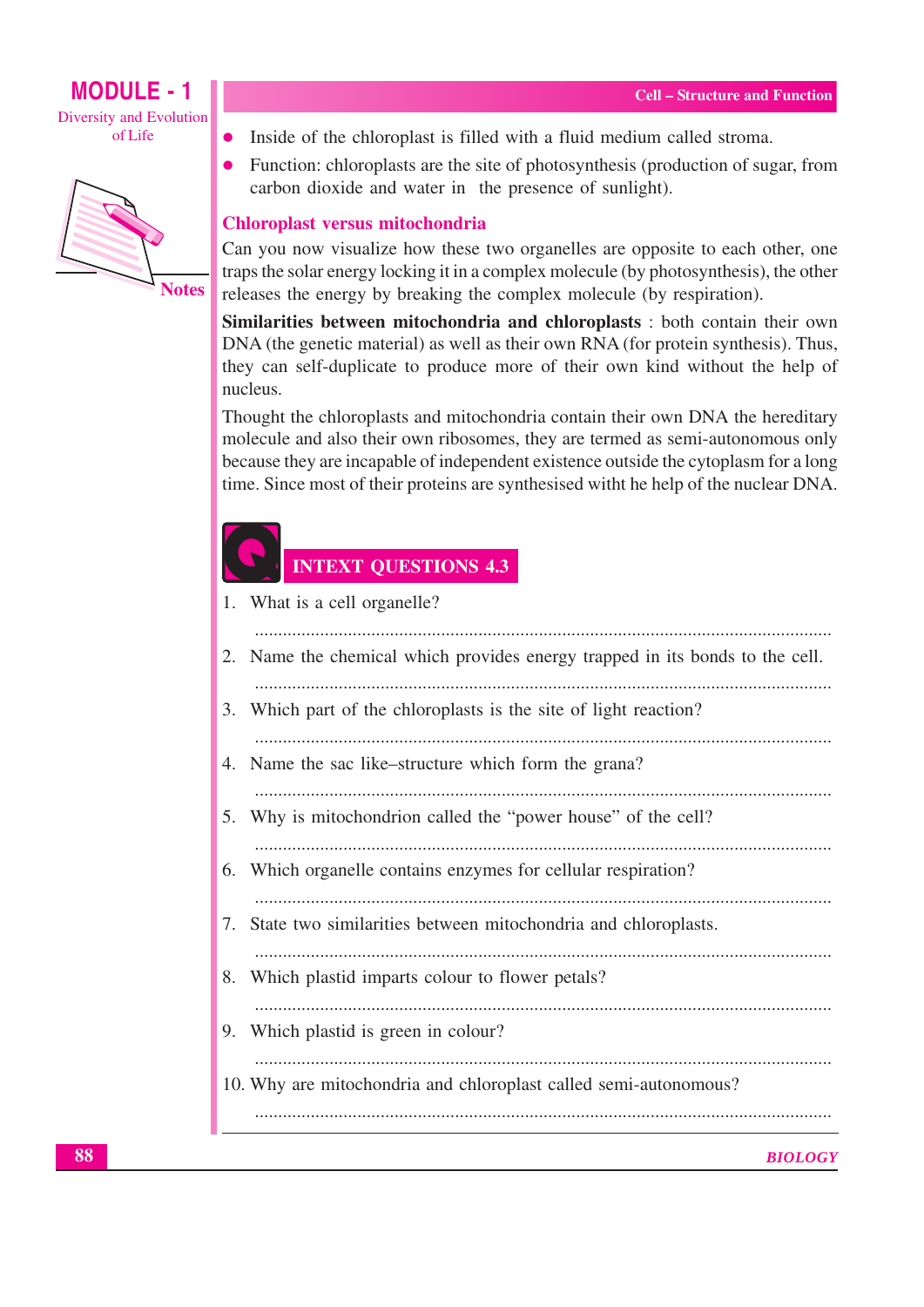- Inside of the chloroplast is filled with a fluid medium called stroma.
- Function: chloroplasts are the site of photosynthesis (production of sugar, from carbon dioxide and water in the presence of sunlight).

### Chloroplast versus mitochondria

Can you now visualize how these two organelles are opposite to each other, one traps the solar energy locking it in a complex molecule (by photosynthesis), the other releases the energy by breaking the complex molecule (by respiration).

**Similarities between mitochondria and chloroplasts** : both contain their own DNA (the genetic material) as well as their own RNA (for protein synthesis). Thus, they can self-duplicate to produce more of their own kind without the help of nucleus.

Thought the chloroplasts and mitochondria contain their own DNA the hereditary molecule and also their own ribosomes, they are termed as semi-autonomous only because they are incapable of independent existence outside the cytoplasm for a long time. Since most of their proteins are synthesised witht he help of the nuclear DNA.

## INTEXT QUESTIONS 4.3

1. What is a cell organelle?

   ..........................................................................................................................

2. Name the chemical which provides energy trapped in its bonds to the cell.

   ..........................................................................................................................

3. Which part of the chloroplasts is the site of light reaction?

   ..........................................................................................................................

4. Name the sac like–structure which form the grana?

   ..........................................................................................................................

5. Why is mitochondrion called the "power house" of the cell?

   ..........................................................................................................................

6. Which organelle contains enzymes for cellular respiration?

   ..........................................................................................................................

7. State two similarities between mitochondria and chloroplasts.

   ..........................................................................................................................

8. Which plastid imparts colour to flower petals?

   ..........................................................................................................................

9. Which plastid is green in colour?

   ..........................................................................................................................

10. Why are mitochondria and chloroplast called semi-autonomous?

    ..........................................................................................................................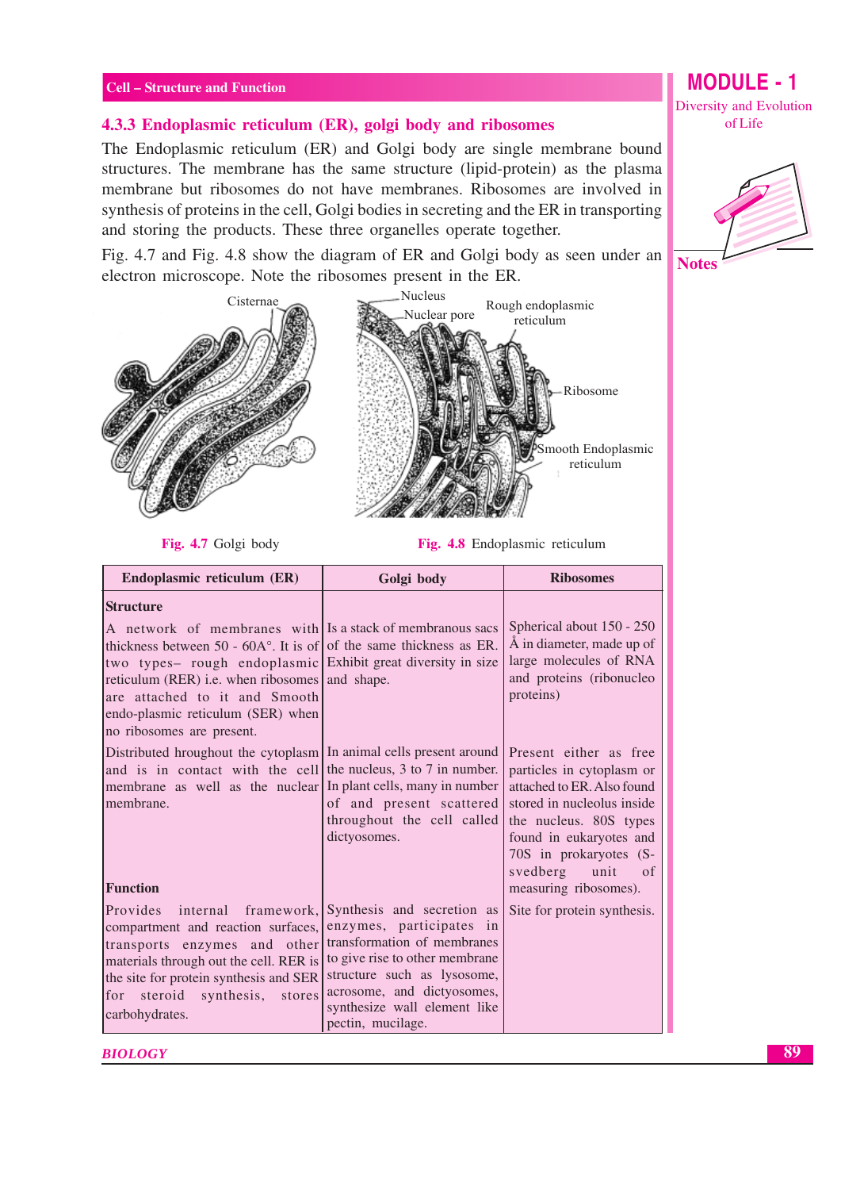### 4.3.3 Endoplasmic reticulum (ER), golgi body and ribosomes

The Endoplasmic reticulum (ER) and Golgi body are single membrane bound structures. The membrane has the same structure (lipid-protein) as the plasma membrane but ribosomes do not have membranes. Ribosomes are involved in synthesis of proteins in the cell, Golgi bodies in secreting and the ER in transporting and storing the products. These three organelles operate together.

Fig. 4.7 and Fig. 4.8 show the diagram of ER and Golgi body as seen under an electron microscope. Note the ribosomes present in the ER.

Fig. 4.7 Golgi body

Fig. 4.8 Endoplasmic reticulum

| Endoplasmic reticulum (ER) | Golgi body | Ribosomes |
|---|---|---|
| **Structure** | | |
| A network of membranes with thickness between 50 - 60A°. It is of two types– rough endoplasmic reticulum (RER) i.e. when ribosomes are attached to it and Smooth endo-plasmic reticulum (SER) when no ribosomes are present. | Is a stack of membranous sacs of the same thickness as ER. Exhibit great diversity in size and shape. | Spherical about 150 - 250 Å in diameter, made up of large molecules of RNA and proteins (ribonucleo proteins) |
| Distributed throughout the cytoplasm and is in contact with the cell membrane as well as the nuclear membrane. | In animal cells present around the nucleus, 3 to 7 in number. In plant cells, many in number of and present scattered throughout the cell called dictyosomes. | Present either as free particles in cytoplasm or attached to ER. Also found stored in nucleolus inside the nucleus. 80S types found in eukaryotes and 70S in prokaryotes (S-svedberg unit of measuring ribosomes). |
| **Function** | | |
| Provides internal framework, compartment and reaction surfaces, transports enzymes and other materials through out the cell. RER is the site for protein synthesis and SER for steroid synthesis, stores carbohydrates. | Synthesis and secretion as enzymes, participates in transformation of membranes to give rise to other membrane structure such as lysosome, acrosome, and dictyosomes, synthesize wall element like pectin, mucilage. | Site for protein synthesis. |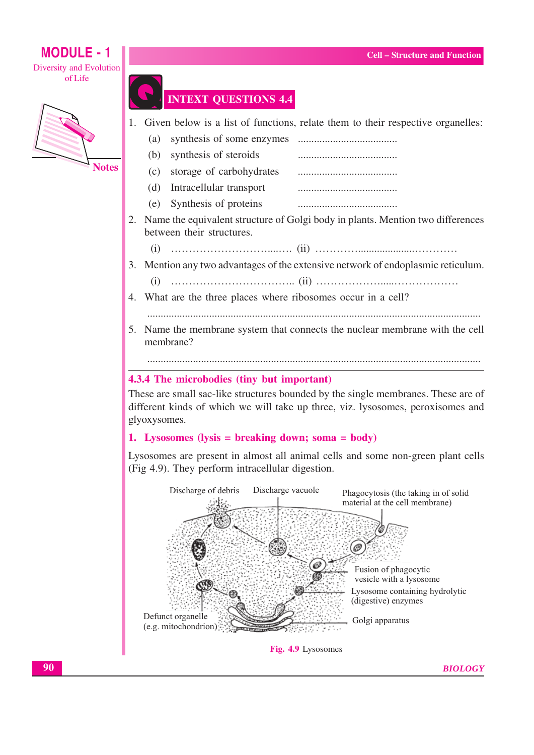## INTEXT QUESTIONS 4.4

1. Given below is a list of functions, relate them to their respective organelles:
   (a) synthesis of some enzymes .....................................
   (b) synthesis of steroids .....................................
   (c) storage of carbohydrates .....................................
   (d) Intracellular transport .....................................
   (e) Synthesis of proteins .....................................
2. Name the equivalent structure of Golgi body in plants. Mention two differences between their structures.
   (i) …………………………...…. (ii) …………......................…………
3. Mention any two advantages of the extensive network of endoplasmic reticulum.
   (i) …………………………….. (ii) ………………....………………
4. What are the three places where ribosomes occur in a cell?
   ...........................................................................................................................
5. Name the membrane system that connects the nuclear membrane with the cell membrane?
   ...........................................................................................................................

### 4.3.4 The microbodies (tiny but important)

These are small sac-like structures bounded by the single membranes. These are of different kinds of which we will take up three, viz. lysosomes, peroxisomes and glyoxysomes.

#### 1. Lysosomes (lysis = breaking down; soma = body)

Lysosomes are present in almost all animal cells and some non-green plant cells (Fig 4.9). They perform intracellular digestion.

Discharge of debris, Discharge vacuole, Phagocytosis (the taking in of solid material at the cell membrane), Fusion of phagocytic vesicle with a lysosome, Lysosome containing hydrolytic (digestive) enzymes, Golgi apparatus, Defunct organelle (e.g. mitochondrion)

**Fig. 4.9** Lysosomes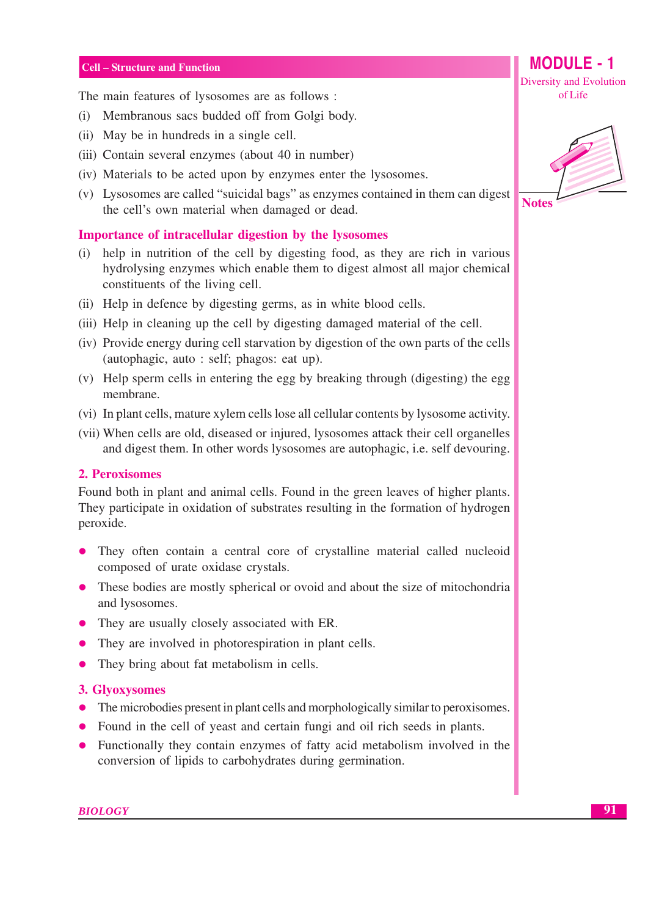The main features of lysosomes are as follows :

(i) Membranous sacs budded off from Golgi body.

(ii) May be in hundreds in a single cell.

(iii) Contain several enzymes (about 40 in number)

(iv) Materials to be acted upon by enzymes enter the lysosomes.

(v) Lysosomes are called "suicidal bags" as enzymes contained in them can digest the cell's own material when damaged or dead.

### Importance of intracellular digestion by the lysosomes

(i) help in nutrition of the cell by digesting food, as they are rich in various hydrolysing enzymes which enable them to digest almost all major chemical constituents of the living cell.

(ii) Help in defence by digesting germs, as in white blood cells.

(iii) Help in cleaning up the cell by digesting damaged material of the cell.

(iv) Provide energy during cell starvation by digestion of the own parts of the cells (autophagic, auto : self; phagos: eat up).

(v) Help sperm cells in entering the egg by breaking through (digesting) the egg membrane.

(vi) In plant cells, mature xylem cells lose all cellular contents by lysosome activity.

(vii) When cells are old, diseased or injured, lysosomes attack their cell organelles and digest them. In other words lysosomes are autophagic, i.e. self devouring.

### 2. Peroxisomes

Found both in plant and animal cells. Found in the green leaves of higher plants. They participate in oxidation of substrates resulting in the formation of hydrogen peroxide.

- They often contain a central core of crystalline material called nucleoid composed of urate oxidase crystals.
- These bodies are mostly spherical or ovoid and about the size of mitochondria and lysosomes.
- They are usually closely associated with ER.
- They are involved in photorespiration in plant cells.
- They bring about fat metabolism in cells.

### 3. Glyoxysomes

- The microbodies present in plant cells and morphologically similar to peroxisomes.
- Found in the cell of yeast and certain fungi and oil rich seeds in plants.
- Functionally they contain enzymes of fatty acid metabolism involved in the conversion of lipids to carbohydrates during germination.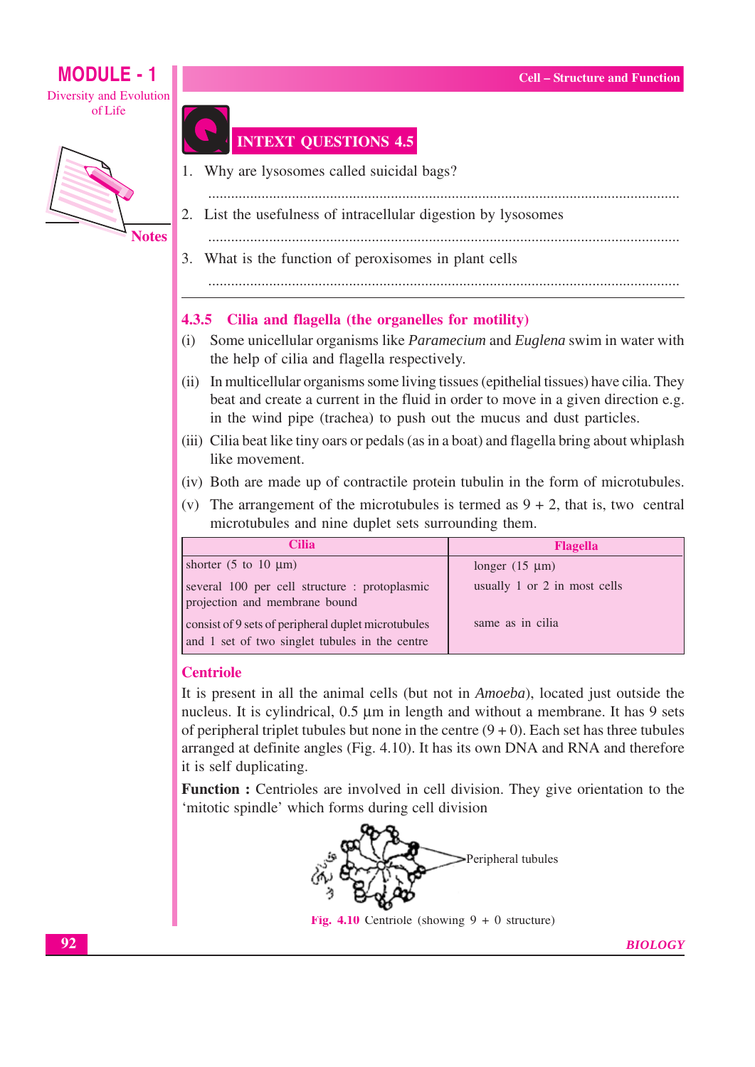## INTEXT QUESTIONS 4.5

1. Why are lysosomes called suicidal bags?

 ..........................................................................................................................

2. List the usefulness of intracellular digestion by lysosomes

 ..........................................................................................................................

3. What is the function of peroxisomes in plant cells

 ..........................................................................................................................

### 4.3.5 Cilia and flagella (the organelles for motility)

(i) Some unicellular organisms like *Paramecium* and *Euglena* swim in water with the help of cilia and flagella respectively.

(ii) In multicellular organisms some living tissues (epithelial tissues) have cilia. They beat and create a current in the fluid in order to move in a given direction e.g. in the wind pipe (trachea) to push out the mucus and dust particles.

(iii) Cilia beat like tiny oars or pedals (as in a boat) and flagella bring about whiplash like movement.

(iv) Both are made up of contractile protein tubulin in the form of microtubules.

(v) The arrangement of the microtubules is termed as 9 + 2, that is, two central microtubules and nine duplet sets surrounding them.

| Cilia | Flagella |
|---|---|
| shorter (5 to 10 μm) | longer (15 μm) |
| several 100 per cell structure : protoplasmic projection and membrane bound | usually 1 or 2 in most cells |
| consist of 9 sets of peripheral duplet microtubules and 1 set of two singlet tubules in the centre | same as in cilia |

### Centriole

It is present in all the animal cells (but not in *Amoeba*), located just outside the nucleus. It is cylindrical, 0.5 μm in length and without a membrane. It has 9 sets of peripheral triplet tubules but none in the centre (9 + 0). Each set has three tubules arranged at definite angles (Fig. 4.10). It has its own DNA and RNA and therefore it is self duplicating.

**Function :** Centrioles are involved in cell division. They give orientation to the 'mitotic spindle' which forms during cell division

Peripheral tubules

Fig. 4.10 Centriole (showing 9 + 0 structure)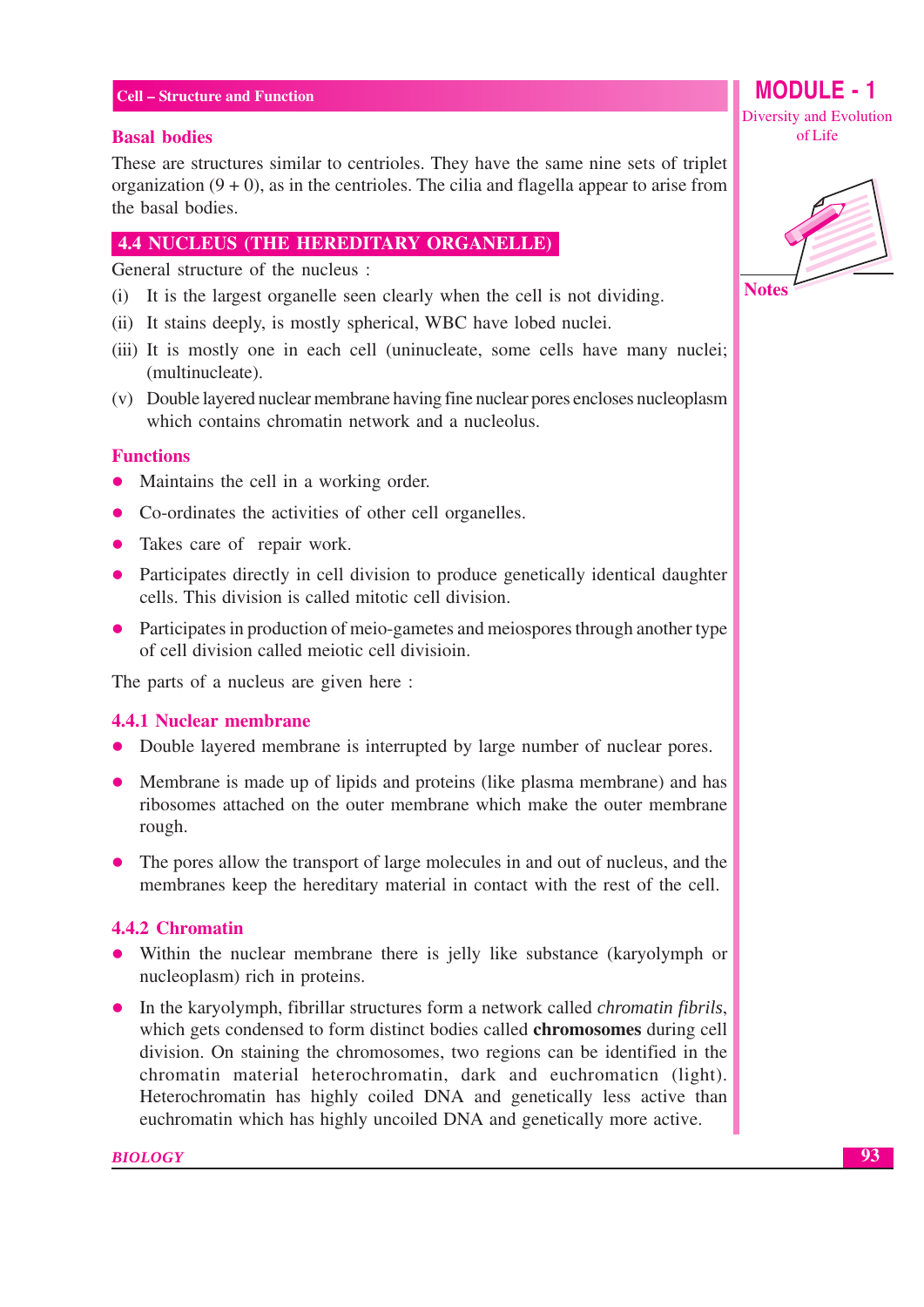### Basal bodies

These are structures similar to centrioles. They have the same nine sets of triplet organization (9 + 0), as in the centrioles. The cilia and flagella appear to arise from the basal bodies.

## 4.4 NUCLEUS (THE HEREDITARY ORGANELLE)

General structure of the nucleus :

(i) It is the largest organelle seen clearly when the cell is not dividing.

(ii) It stains deeply, is mostly spherical, WBC have lobed nuclei.

(iii) It is mostly one in each cell (uninucleate, some cells have many nuclei; (multinucleate).

(v) Double layered nuclear membrane having fine nuclear pores encloses nucleoplasm which contains chromatin network and a nucleolus.

### Functions

- Maintains the cell in a working order.
- Co-ordinates the activities of other cell organelles.
- Takes care of repair work.
- Participates directly in cell division to produce genetically identical daughter cells. This division is called mitotic cell division.
- Participates in production of meio-gametes and meiospores through another type of cell division called meiotic cell divisioin.

The parts of a nucleus are given here :

### 4.4.1 Nuclear membrane

- Double layered membrane is interrupted by large number of nuclear pores.
- Membrane is made up of lipids and proteins (like plasma membrane) and has ribosomes attached on the outer membrane which make the outer membrane rough.
- The pores allow the transport of large molecules in and out of nucleus, and the membranes keep the hereditary material in contact with the rest of the cell.

### 4.4.2 Chromatin

- Within the nuclear membrane there is jelly like substance (karyolymph or nucleoplasm) rich in proteins.
- In the karyolymph, fibrillar structures form a network called *chromatin fibrils*, which gets condensed to form distinct bodies called **chromosomes** during cell division. On staining the chromosomes, two regions can be identified in the chromatin material heterochromatin, dark and euchromaticn (light). Heterochromatin has highly coiled DNA and genetically less active than euchromatin which has highly uncoiled DNA and genetically more active.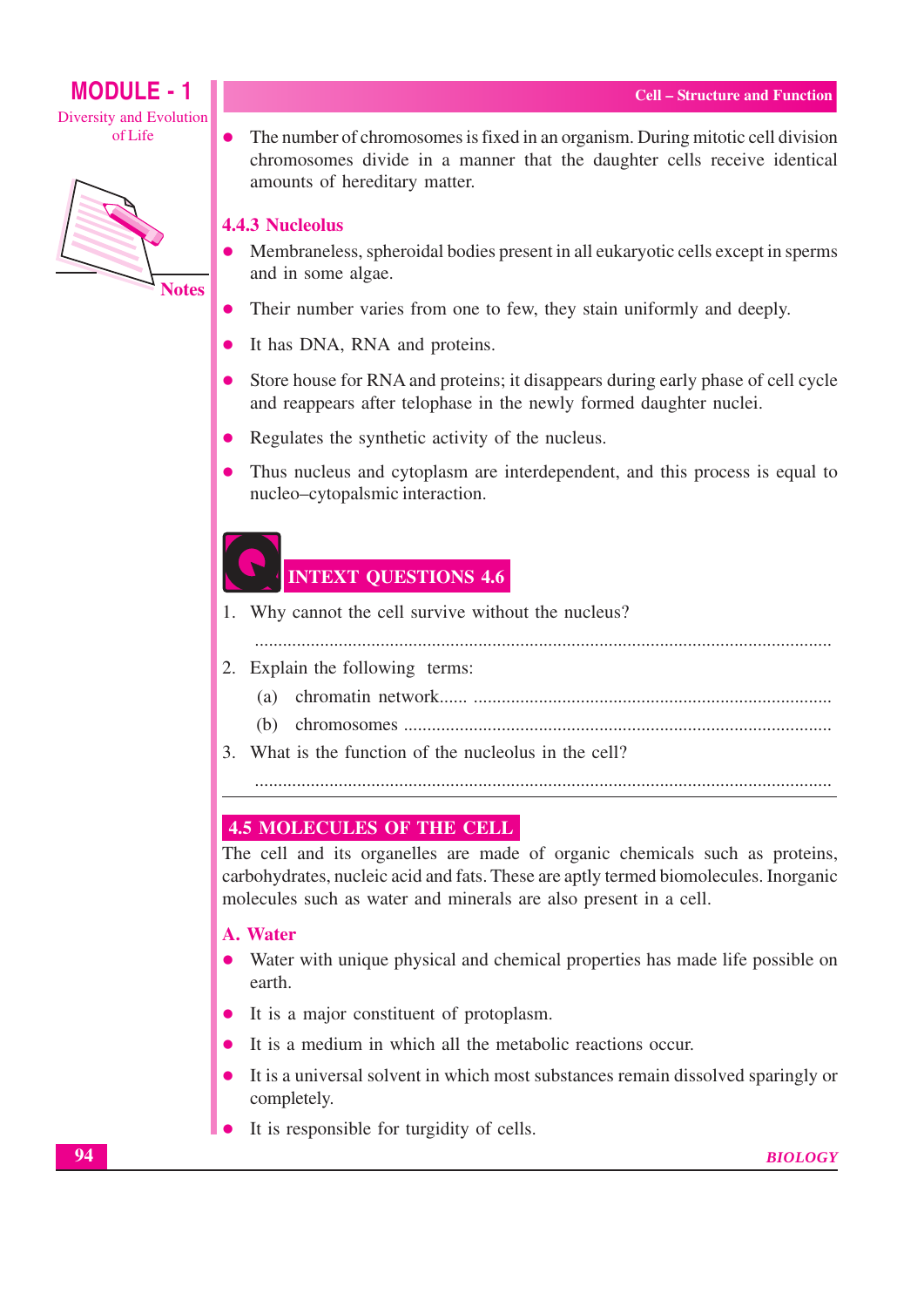- The number of chromosomes is fixed in an organism. During mitotic cell division chromosomes divide in a manner that the daughter cells receive identical amounts of hereditary matter.

### 4.4.3 Nucleolus

- Membraneless, spheroidal bodies present in all eukaryotic cells except in sperms and in some algae.
- Their number varies from one to few, they stain uniformly and deeply.
- It has DNA, RNA and proteins.
- Store house for RNA and proteins; it disappears during early phase of cell cycle and reappears after telophase in the newly formed daughter nuclei.
- Regulates the synthetic activity of the nucleus.
- Thus nucleus and cytoplasm are interdependent, and this process is equal to nucleo–cytopalsmic interaction.

## INTEXT QUESTIONS 4.6

1. Why cannot the cell survive without the nucleus?

   ..............................................................................................................

2. Explain the following terms:

   (a) chromatin network...... ..............................................................................

   (b) chromosomes ..............................................................................................

3. What is the function of the nucleolus in the cell?

   ..............................................................................................................

## 4.5 MOLECULES OF THE CELL

The cell and its organelles are made of organic chemicals such as proteins, carbohydrates, nucleic acid and fats. These are aptly termed biomolecules. Inorganic molecules such as water and minerals are also present in a cell.

### A. Water

- Water with unique physical and chemical properties has made life possible on earth.
- It is a major constituent of protoplasm.
- It is a medium in which all the metabolic reactions occur.
- It is a universal solvent in which most substances remain dissolved sparingly or completely.
- It is responsible for turgidity of cells.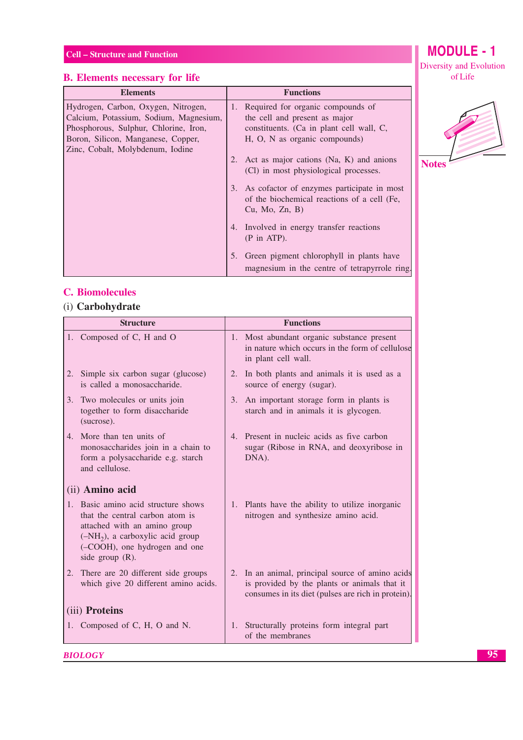## B. Elements necessary for life

| Elements | Functions |
|---|---|
| Hydrogen, Carbon, Oxygen, Nitrogen, Calcium, Potassium, Sodium, Magnesium, Phosphorous, Sulphur, Chlorine, Iron, Boron, Silicon, Manganese, Copper, Zinc, Cobalt, Molybdenum, Iodine | 1. Required for organic compounds of the cell and present as major constituents. (Ca in plant cell wall, C, H, O, N as organic compounds)<br>2. Act as major cations (Na, K) and anions (Cl) in most physiological processes.<br>3. As cofactor of enzymes participate in most of the biochemical reactions of a cell (Fe, Cu, Mo, Zn, B)<br>4. Involved in energy transfer reactions (P in ATP).<br>5. Green pigment chlorophyll in plants have magnesium in the centre of tetrapyrrole ring. |

## C. Biomolecules

### (i) Carbohydrate

| Structure | Functions |
|---|---|
| 1. Composed of C, H and O | 1. Most abundant organic substance present in nature which occurs in the form of cellulose in plant cell wall. |
| 2. Simple six carbon sugar (glucose) is called a monosaccharide. | 2. In both plants and animals it is used as a source of energy (sugar). |
| 3. Two molecules or units join together to form disaccharide (sucrose). | 3. An important storage form in plants is starch and in animals it is glycogen. |
| 4. More than ten units of monosaccharides join in a chain to form a polysaccharide e.g. starch and cellulose. | 4. Present in nucleic acids as five carbon sugar (Ribose in RNA, and deoxyribose in DNA). |
| **(ii) Amino acid** | |
| 1. Basic amino acid structure shows that the central carbon atom is attached with an amino group ($-NH_2$), a carboxylic acid group ($-COOH$), one hydrogen and one side group (R). | 1. Plants have the ability to utilize inorganic nitrogen and synthesize amino acid. |
| 2. There are 20 different side groups which give 20 different amino acids. | 2. In an animal, principal source of amino acids is provided by the plants or animals that it consumes in its diet (pulses are rich in protein). |
| **(iii) Proteins** | |
| 1. Composed of C, H, O and N. | 1. Structurally proteins form integral part of the membranes |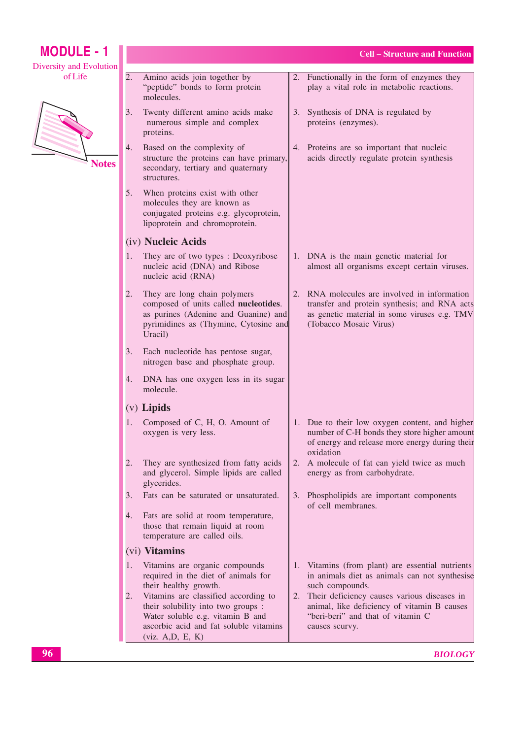| | |
|---|---|
| 2. Amino acids join together by "peptide" bonds to form protein molecules. | 2. Functionally in the form of enzymes they play a vital role in metabolic reactions. |
| 3. Twenty different amino acids make numerous simple and complex proteins. | 3. Synthesis of DNA is regulated by proteins (enzymes). |
| 4. Based on the complexity of structure the proteins can have primary, secondary, tertiary and quaternary structures. | 4. Proteins are so important that nucleic acids directly regulate protein synthesis |
| 5. When proteins exist with other molecules they are known as conjugated proteins e.g. glycoprotein, lipoprotein and chromoprotein. | |
| **(iv) Nucleic Acids** | |
| 1. They are of two types : Deoxyribose nucleic acid (DNA) and Ribose nucleic acid (RNA) | 1. DNA is the main genetic material for almost all organisms except certain viruses. |
| 2. They are long chain polymers composed of units called **nucleotides**. as purines (Adenine and Guanine) and pyrimidines as (Thymine, Cytosine and Uracil) | 2. RNA molecules are involved in information transfer and protein synthesis; and RNA acts as genetic material in some viruses e.g. TMV (Tobacco Mosaic Virus) |
| 3. Each nucleotide has pentose sugar, nitrogen base and phosphate group. | |
| 4. DNA has one oxygen less in its sugar molecule. | |
| **(v) Lipids** | |
| 1. Composed of C, H, O. Amount of oxygen is very less. | 1. Due to their low oxygen content, and higher number of C-H bonds they store higher amount of energy and release more energy during their oxidation |
| 2. They are synthesized from fatty acids and glycerol. Simple lipids are called glycerides. | 2. A molecule of fat can yield twice as much energy as from carbohydrate. |
| 3. Fats can be saturated or unsaturated. | 3. Phospholipids are important components of cell membranes. |
| 4. Fats are solid at room temperature, those that remain liquid at room temperature are called oils. | |
| **(vi) Vitamins** | |
| 1. Vitamins are organic compounds required in the diet of animals for their healthy growth. | 1. Vitamins (from plant) are essential nutrients in animals diet as animals can not synthesise such compounds. |
| 2. Vitamins are classified according to their solubility into two groups : Water soluble e.g. vitamin B and ascorbic acid and fat soluble vitamins (viz. A,D, E, K) | 2. Their deficiency causes various diseases in animal, like deficiency of vitamin B causes "beri-beri" and that of vitamin C causes scurvy. |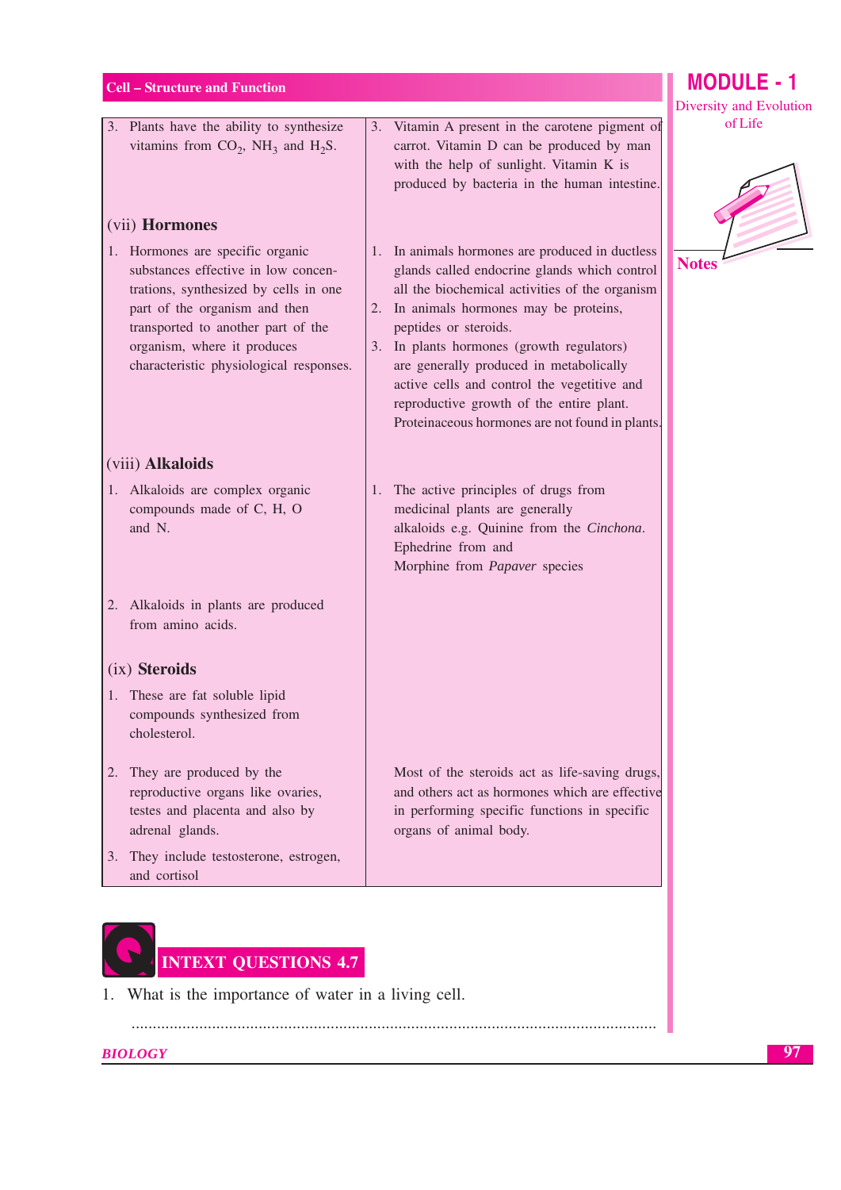| | |
|---|---|
| 3. Plants have the ability to synthesize vitamins from $CO_2$, $NH_3$ and $H_2S$. | 3. Vitamin A present in the carotene pigment of carrot. Vitamin D can be produced by man with the help of sunlight. Vitamin K is produced by bacteria in the human intestine. |
| (vii) **Hormones** | |
| 1. Hormones are specific organic substances effective in low concentrations, synthesized by cells in one part of the organism and then transported to another part of the organism, where it produces characteristic physiological responses. | 1. In animals hormones are produced in ductless glands called endocrine glands which control all the biochemical activities of the organism<br>2. In animals hormones may be proteins, peptides or steroids.<br>3. In plants hormones (growth regulators) are generally produced in metabolically active cells and control the vegetitive and reproductive growth of the entire plant. Proteinaceous hormones are not found in plants. |
| (viii) **Alkaloids** | |
| 1. Alkaloids are complex organic compounds made of C, H, O and N. | 1. The active principles of drugs from medicinal plants are generally alkaloids e.g. Quinine from the *Cinchona*. Ephedrine from and Morphine from *Papaver* species |
| 2. Alkaloids in plants are produced from amino acids. | |
| (ix) **Steroids** | |
| 1. These are fat soluble lipid compounds synthesized from cholesterol. | |
| 2. They are produced by the reproductive organs like ovaries, testes and placenta and also by adrenal glands. | Most of the steroids act as life-saving drugs, and others act as hormones which are effective in performing specific functions in specific organs of animal body. |
| 3. They include testosterone, estrogen, and cortisol | |

## INTEXT QUESTIONS 4.7

1. What is the importance of water in a living cell.

..............................................................................................................................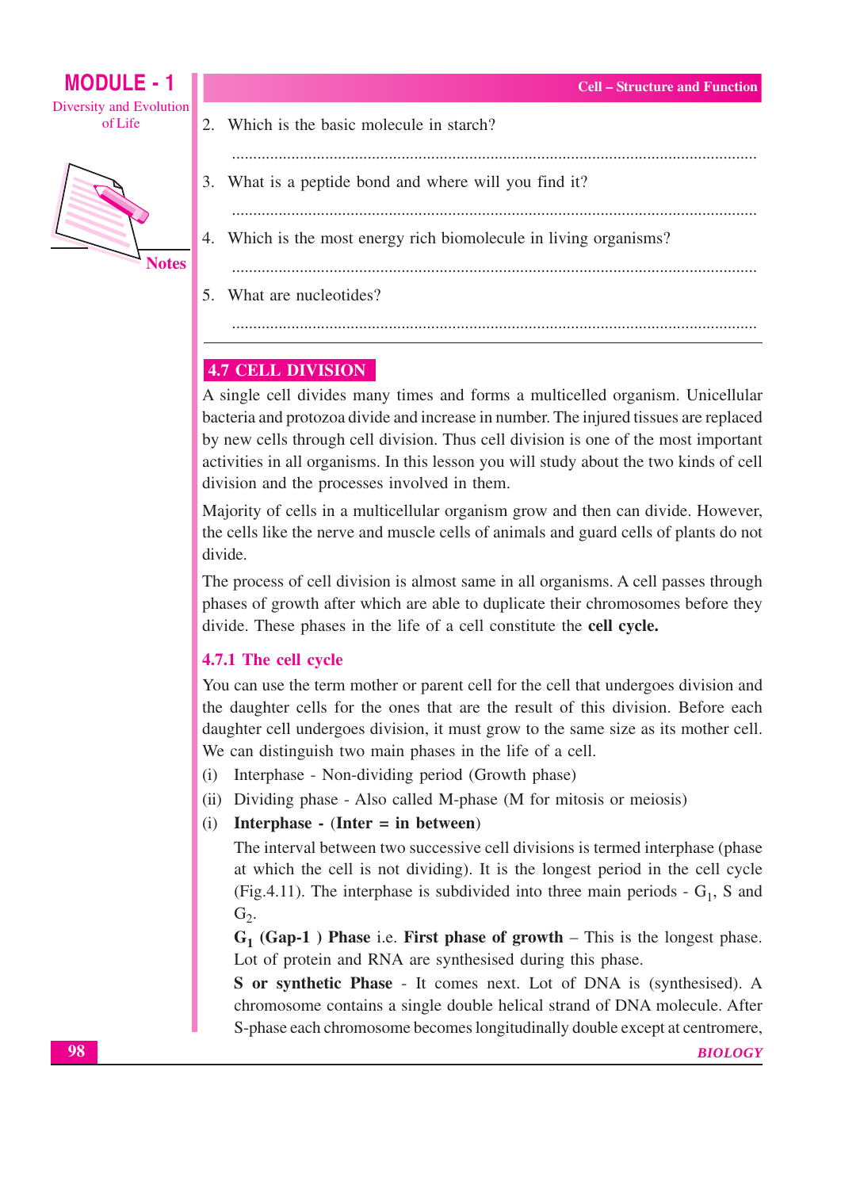2. Which is the basic molecule in starch?

..........................................................................................................................

3. What is a peptide bond and where will you find it?

..........................................................................................................................

4. Which is the most energy rich biomolecule in living organisms?

..........................................................................................................................

5. What are nucleotides?

..........................................................................................................................

## 4.7 CELL DIVISION

A single cell divides many times and forms a multicelled organism. Unicellular bacteria and protozoa divide and increase in number. The injured tissues are replaced by new cells through cell division. Thus cell division is one of the most important activities in all organisms. In this lesson you will study about the two kinds of cell division and the processes involved in them.

Majority of cells in a multicellular organism grow and then can divide. However, the cells like the nerve and muscle cells of animals and guard cells of plants do not divide.

The process of cell division is almost same in all organisms. A cell passes through phases of growth after which are able to duplicate their chromosomes before they divide. These phases in the life of a cell constitute the **cell cycle.**

### 4.7.1 The cell cycle

You can use the term mother or parent cell for the cell that undergoes division and the daughter cells for the ones that are the result of this division. Before each daughter cell undergoes division, it must grow to the same size as its mother cell. We can distinguish two main phases in the life of a cell.

(i) Interphase - Non-dividing period (Growth phase)

(ii) Dividing phase - Also called M-phase (M for mitosis or meiosis)

(i) **Interphase - (Inter = in between)**

The interval between two successive cell divisions is termed interphase (phase at which the cell is not dividing). It is the longest period in the cell cycle (Fig.4.11). The interphase is subdivided into three main periods - $G_1$, S and $G_2$.

**$G_1$ (Gap-1 ) Phase** i.e. **First phase of growth** – This is the longest phase. Lot of protein and RNA are synthesised during this phase.

**S or synthetic Phase** - It comes next. Lot of DNA is (synthesised). A chromosome contains a single double helical strand of DNA molecule. After S-phase each chromosome becomes longitudinally double except at centromere,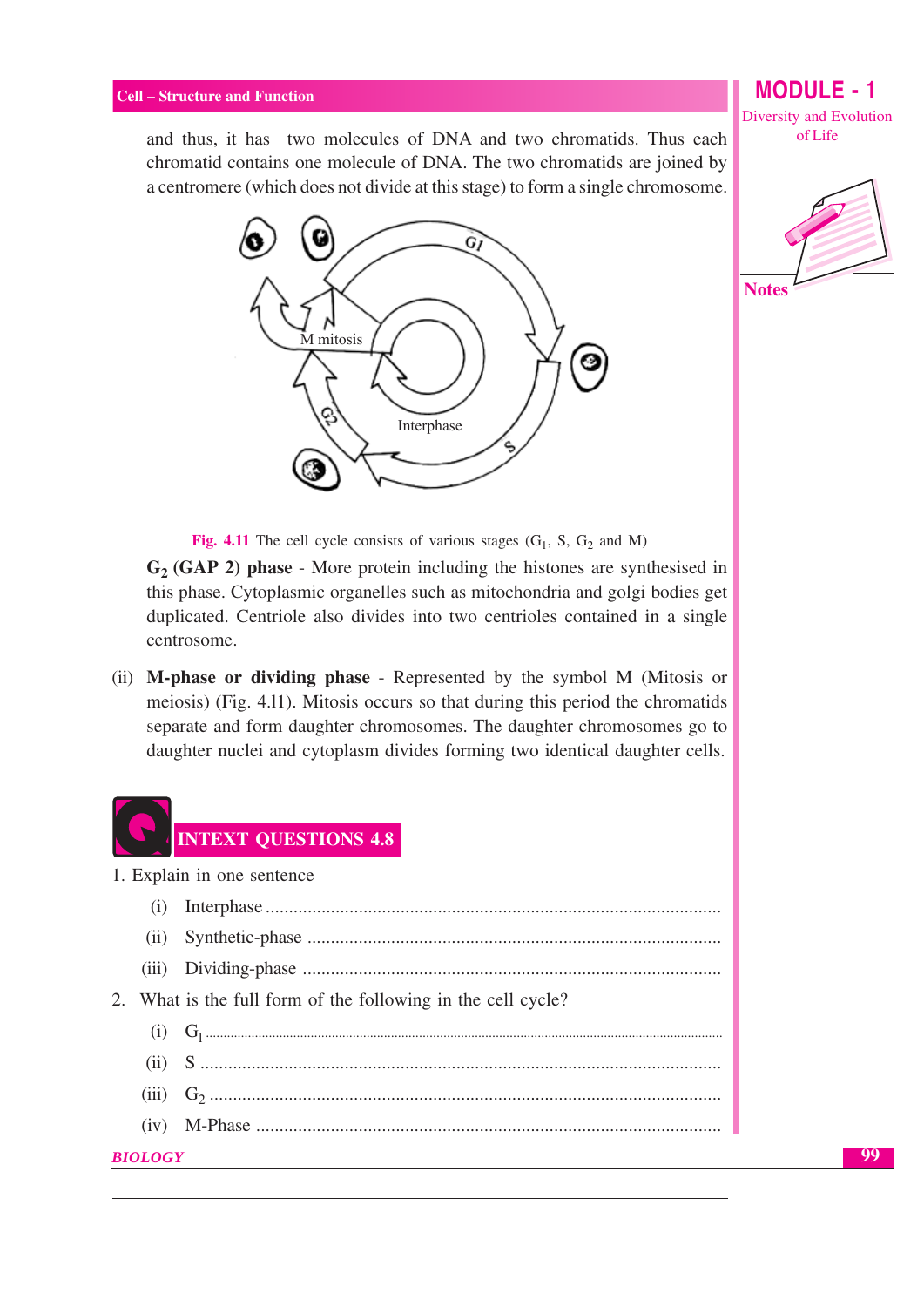and thus, it has two molecules of DNA and two chromatids. Thus each chromatid contains one molecule of DNA. The two chromatids are joined by a centromere (which does not divide at this stage) to form a single chromosome.

**Fig. 4.11** The cell cycle consists of various stages ($G_1$, S, $G_2$ and M)

**$G_2$ (GAP 2) phase** - More protein including the histones are synthesised in this phase. Cytoplasmic organelles such as mitochondria and golgi bodies get duplicated. Centriole also divides into two centrioles contained in a single centrosome.

(ii) **M-phase or dividing phase** - Represented by the symbol M (Mitosis or meiosis) (Fig. 4.11). Mitosis occurs so that during this period the chromatids separate and form daughter chromosomes. The daughter chromosomes go to daughter nuclei and cytoplasm divides forming two identical daughter cells.

## INTEXT QUESTIONS 4.8

1. Explain in one sentence
   - (i) Interphase ..........................................................
   - (ii) Synthetic-phase ..........................................................
   - (iii) Dividing-phase ..........................................................

2. What is the full form of the following in the cell cycle?
   - (i) $G_1$ ..........................................................
   - (ii) S ..........................................................
   - (iii) $G_2$ ..........................................................
   - (iv) M-Phase ..........................................................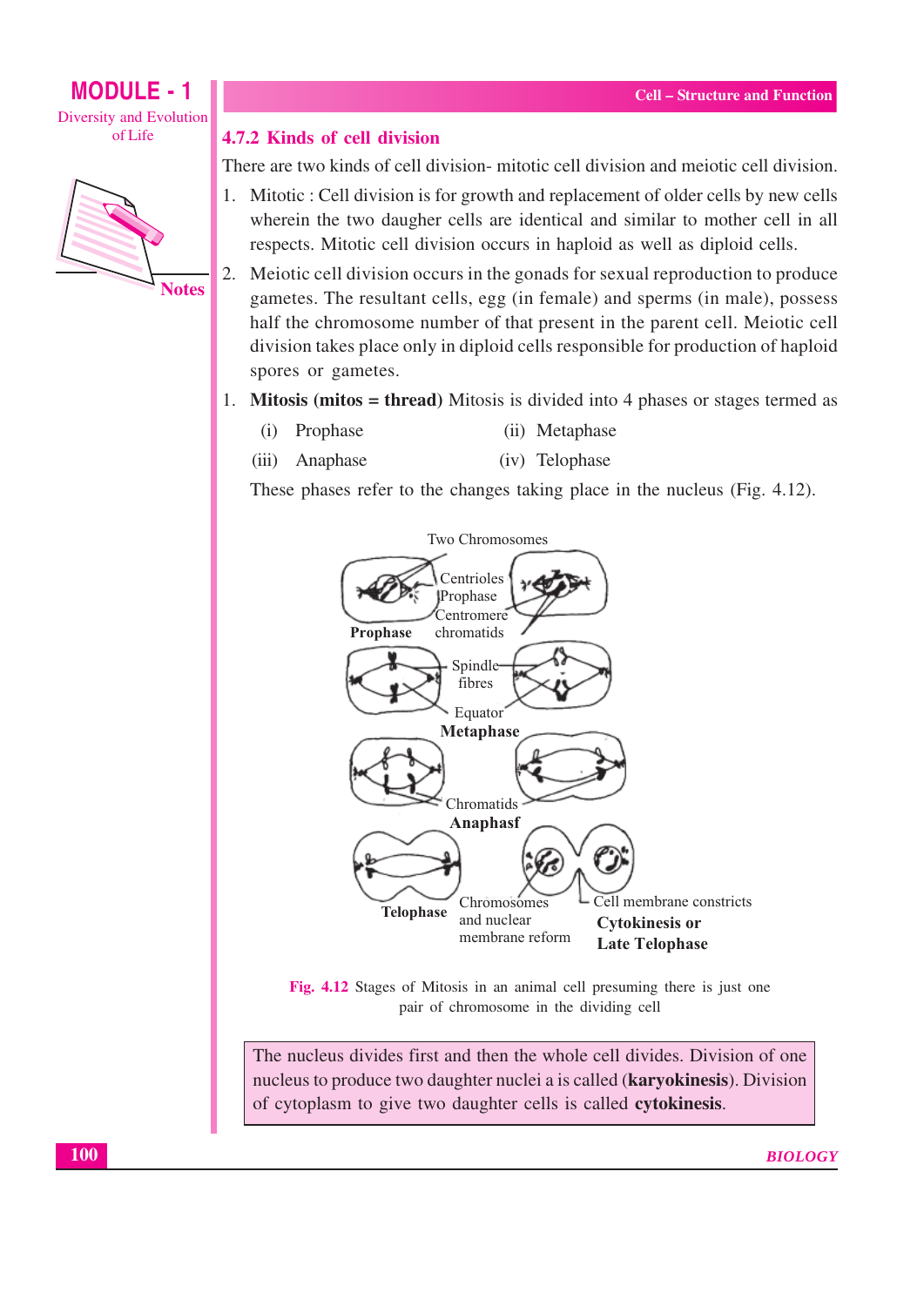### 4.7.2 Kinds of cell division

There are two kinds of cell division- mitotic cell division and meiotic cell division.

1. Mitotic : Cell division is for growth and replacement of older cells by new cells wherein the two daugher cells are identical and similar to mother cell in all respects. Mitotic cell division occurs in haploid as well as diploid cells.
2. Meiotic cell division occurs in the gonads for sexual reproduction to produce gametes. The resultant cells, egg (in female) and sperms (in male), possess half the chromosome number of that present in the parent cell. Meiotic cell division takes place only in diploid cells responsible for production of haploid spores or gametes.

1. **Mitosis (mitos = thread)** Mitosis is divided into 4 phases or stages termed as

   (i) Prophase (ii) Metaphase

   (iii) Anaphase (iv) Telophase

   These phases refer to the changes taking place in the nucleus (Fig. 4.12).

Two Chromosomes

Centrioles
Prophase
Centromere
chromatids

**Prophase**

Spindle fibres

Equator

**Metaphase**

Chromatids

**Anaphasf**

**Telophase**

Chromosomes and nuclear membrane reform

Cell membrane constricts

**Cytokinesis or Late Telophase**

Fig. 4.12 Stages of Mitosis in an animal cell presuming there is just one pair of chromosome in the dividing cell

The nucleus divides first and then the whole cell divides. Division of one nucleus to produce two daughter nuclei a is called (**karyokinesis**). Division of cytoplasm to give two daughter cells is called **cytokinesis**.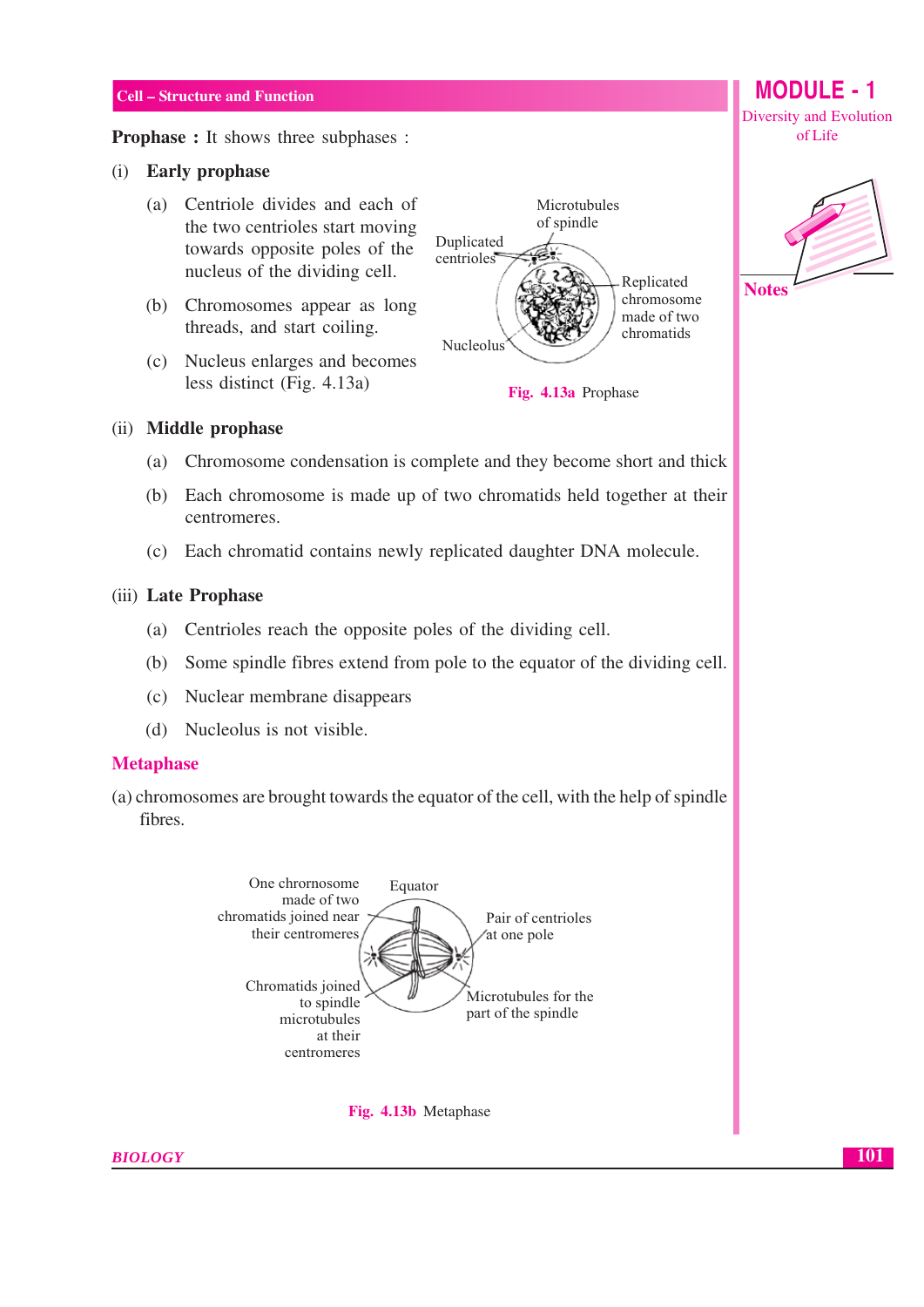**Prophase :** It shows three subphases :

(i) **Early prophase**

(a) Centriole divides and each of the two centrioles start moving towards opposite poles of the nucleus of the dividing cell.

(b) Chromosomes appear as long threads, and start coiling.

(c) Nucleus enlarges and becomes less distinct (Fig. 4.13a)

Fig. 4.13a Prophase

(ii) **Middle prophase**

(a) Chromosome condensation is complete and they become short and thick

(b) Each chromosome is made up of two chromatids held together at their centromeres.

(c) Each chromatid contains newly replicated daughter DNA molecule.

(iii) **Late Prophase**

(a) Centrioles reach the opposite poles of the dividing cell.

(b) Some spindle fibres extend from pole to the equator of the dividing cell.

(c) Nuclear membrane disappears

(d) Nucleolus is not visible.

## Metaphase

(a) chromosomes are brought towards the equator of the cell, with the help of spindle fibres.

Fig. 4.13b Metaphase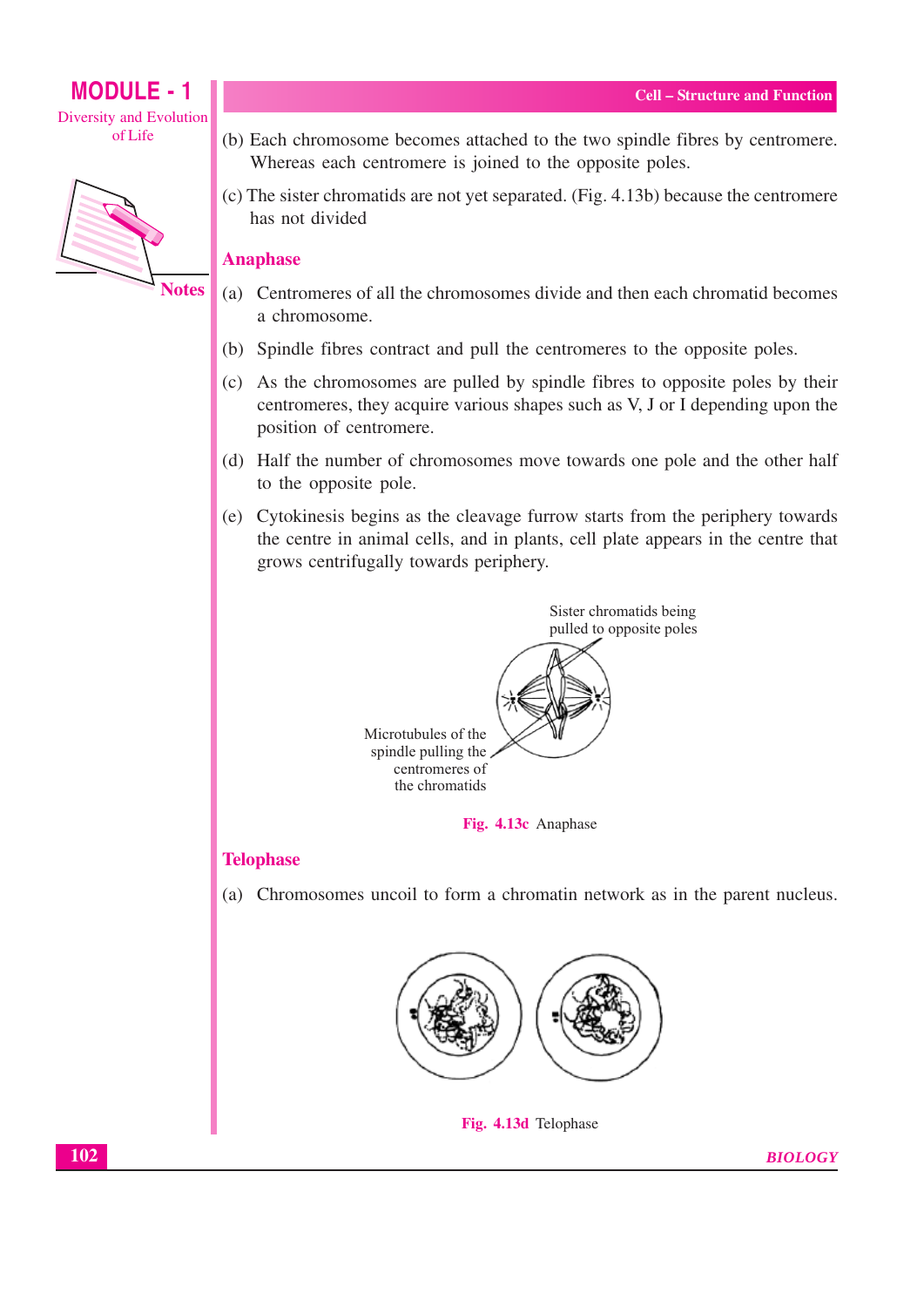(b) Each chromosome becomes attached to the two spindle fibres by centromere. Whereas each centromere is joined to the opposite poles.

(c) The sister chromatids are not yet separated. (Fig. 4.13b) because the centromere has not divided

## Anaphase

(a) Centromeres of all the chromosomes divide and then each chromatid becomes a chromosome.

(b) Spindle fibres contract and pull the centromeres to the opposite poles.

(c) As the chromosomes are pulled by spindle fibres to opposite poles by their centromeres, they acquire various shapes such as V, J or I depending upon the position of centromere.

(d) Half the number of chromosomes move towards one pole and the other half to the opposite pole.

(e) Cytokinesis begins as the cleavage furrow starts from the periphery towards the centre in animal cells, and in plants, cell plate appears in the centre that grows centrifugally towards periphery.

Sister chromatids being pulled to opposite poles

Microtubules of the spindle pulling the centromeres of the chromatids

**Fig. 4.13c** Anaphase

## Telophase

(a) Chromosomes uncoil to form a chromatin network as in the parent nucleus.

**Fig. 4.13d** Telophase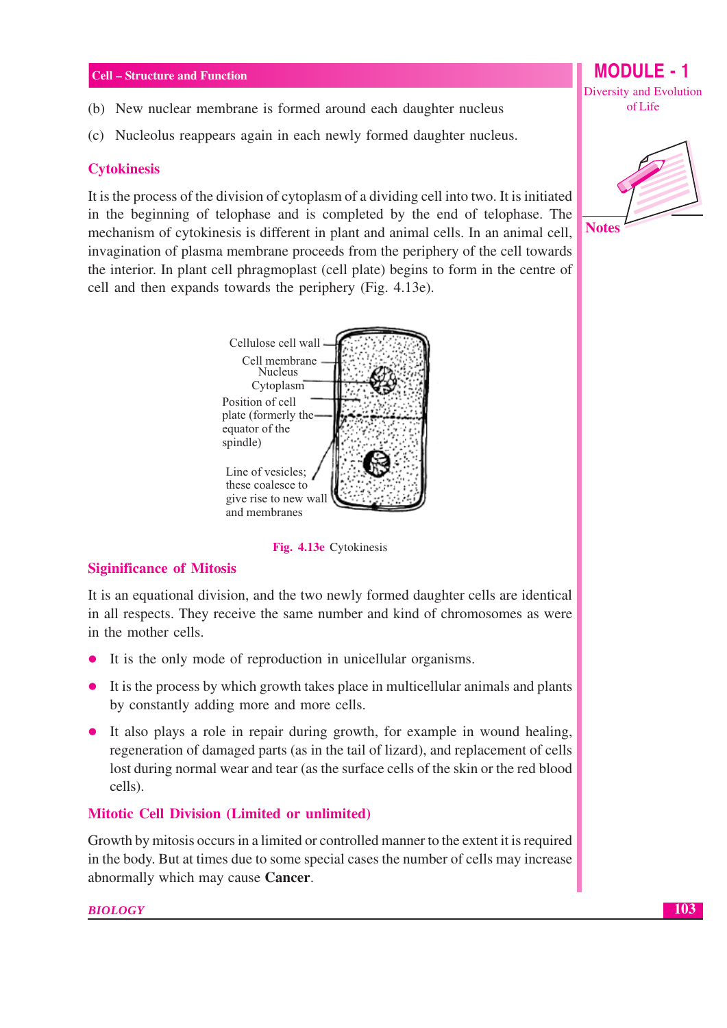(b) New nuclear membrane is formed around each daughter nucleus

(c) Nucleolus reappears again in each newly formed daughter nucleus.

### Cytokinesis

It is the process of the division of cytoplasm of a dividing cell into two. It is initiated in the beginning of telophase and is completed by the end of telophase. The mechanism of cytokinesis is different in plant and animal cells. In an animal cell, invagination of plasma membrane proceeds from the periphery of the cell towards the interior. In plant cell phragmoplast (cell plate) begins to form in the centre of cell and then expands towards the periphery (Fig. 4.13e).

Cellulose cell wall

Cell membrane

Nucleus

Cytoplasm

Position of cell plate (formerly the equator of the spindle)

Line of vesicles; these coalesce to give rise to new wall and membranes

**Fig. 4.13e** Cytokinesis

### Siginificance of Mitosis

It is an equational division, and the two newly formed daughter cells are identical in all respects. They receive the same number and kind of chromosomes as were in the mother cells.

- It is the only mode of reproduction in unicellular organisms.
- It is the process by which growth takes place in multicellular animals and plants by constantly adding more and more cells.
- It also plays a role in repair during growth, for example in wound healing, regeneration of damaged parts (as in the tail of lizard), and replacement of cells lost during normal wear and tear (as the surface cells of the skin or the red blood cells).

### Mitotic Cell Division (Limited or unlimited)

Growth by mitosis occurs in a limited or controlled manner to the extent it is required in the body. But at times due to some special cases the number of cells may increase abnormally which may cause **Cancer**.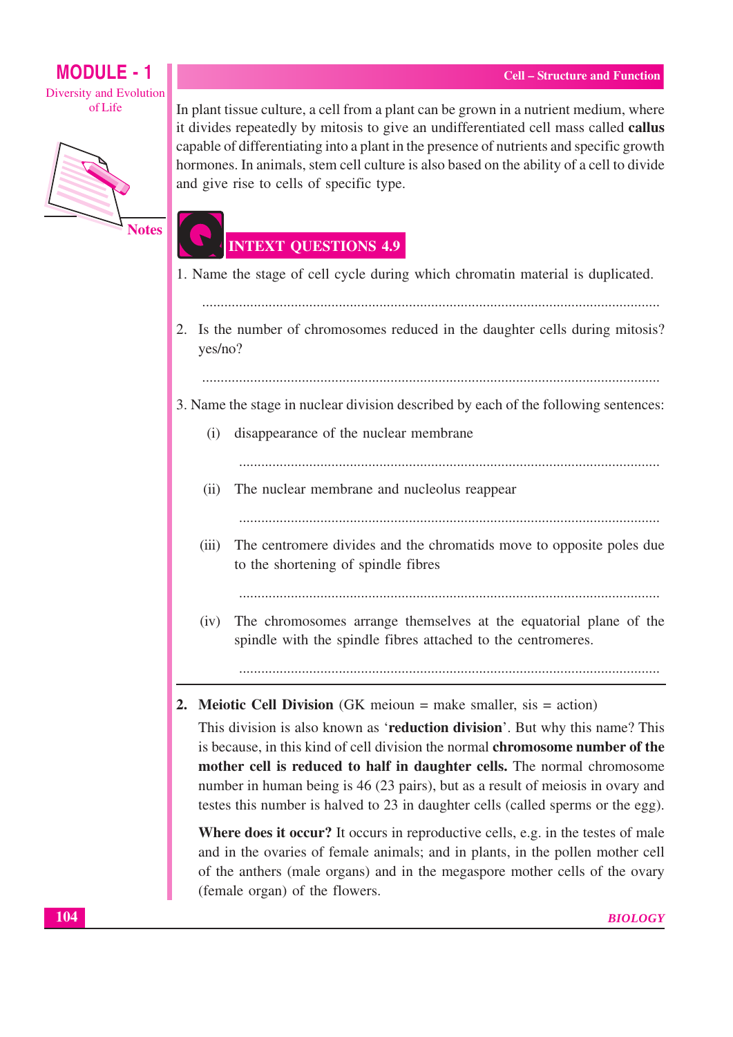In plant tissue culture, a cell from a plant can be grown in a nutrient medium, where it divides repeatedly by mitosis to give an undifferentiated cell mass called **callus** capable of differentiating into a plant in the presence of nutrients and specific growth hormones. In animals, stem cell culture is also based on the ability of a cell to divide and give rise to cells of specific type.

## INTEXT QUESTIONS 4.9

1. Name the stage of cell cycle during which chromatin material is duplicated.

   ..........................................................................................................................

2. Is the number of chromosomes reduced in the daughter cells during mitosis? yes/no?

   ..........................................................................................................................

3. Name the stage in nuclear division described by each of the following sentences:

   (i) disappearance of the nuclear membrane

   ..........................................................................................................................

   (ii) The nuclear membrane and nucleolus reappear

   ..........................................................................................................................

   (iii) The centromere divides and the chromatids move to opposite poles due to the shortening of spindle fibres

   ..........................................................................................................................

   (iv) The chromosomes arrange themselves at the equatorial plane of the spindle with the spindle fibres attached to the centromeres.

   ..........................................................................................................................

**2. Meiotic Cell Division** (GK meioun = make smaller, sis = action)

This division is also known as '**reduction division**'. But why this name? This is because, in this kind of cell division the normal **chromosome number of the mother cell is reduced to half in daughter cells.** The normal chromosome number in human being is 46 (23 pairs), but as a result of meiosis in ovary and testes this number is halved to 23 in daughter cells (called sperms or the egg).

**Where does it occur?** It occurs in reproductive cells, e.g. in the testes of male and in the ovaries of female animals; and in plants, in the pollen mother cell of the anthers (male organs) and in the megaspore mother cells of the ovary (female organ) of the flowers.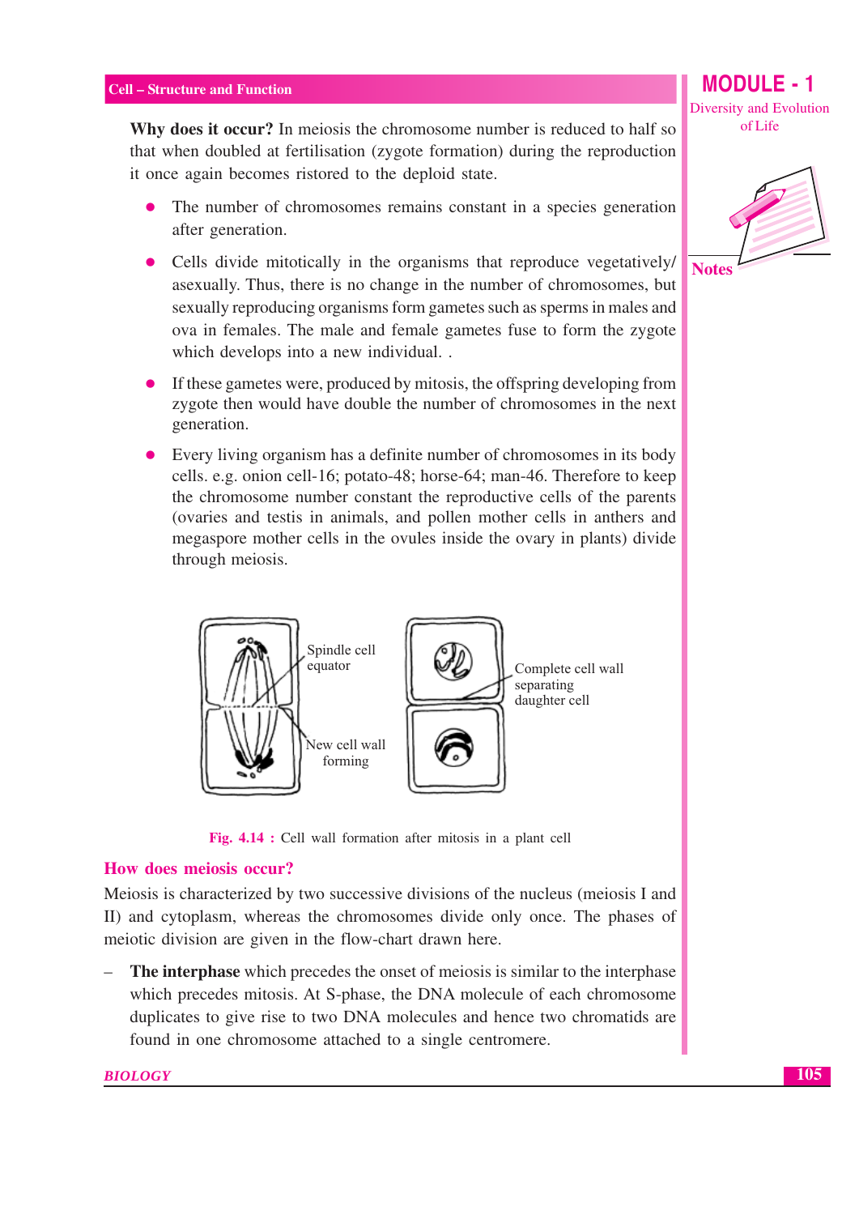**Why does it occur?** In meiosis the chromosome number is reduced to half so that when doubled at fertilisation (zygote formation) during the reproduction it once again becomes ristored to the deploid state.

- The number of chromosomes remains constant in a species generation after generation.
- Cells divide mitotically in the organisms that reproduce vegetatively/ asexually. Thus, there is no change in the number of chromosomes, but sexually reproducing organisms form gametes such as sperms in males and ova in females. The male and female gametes fuse to form the zygote which develops into a new individual. .
- If these gametes were, produced by mitosis, the offspring developing from zygote then would have double the number of chromosomes in the next generation.
- Every living organism has a definite number of chromosomes in its body cells. e.g. onion cell-16; potato-48; horse-64; man-46. Therefore to keep the chromosome number constant the reproductive cells of the parents (ovaries and testis in animals, and pollen mother cells in anthers and megaspore mother cells in the ovules inside the ovary in plants) divide through meiosis.

Spindle cell equator

New cell wall forming

Complete cell wall separating daughter cell

**Fig. 4.14 :** Cell wall formation after mitosis in a plant cell

## How does meiosis occur?

Meiosis is characterized by two successive divisions of the nucleus (meiosis I and II) and cytoplasm, whereas the chromosomes divide only once. The phases of meiotic division are given in the flow-chart drawn here.

– **The interphase** which precedes the onset of meiosis is similar to the interphase which precedes mitosis. At S-phase, the DNA molecule of each chromosome duplicates to give rise to two DNA molecules and hence two chromatids are found in one chromosome attached to a single centromere.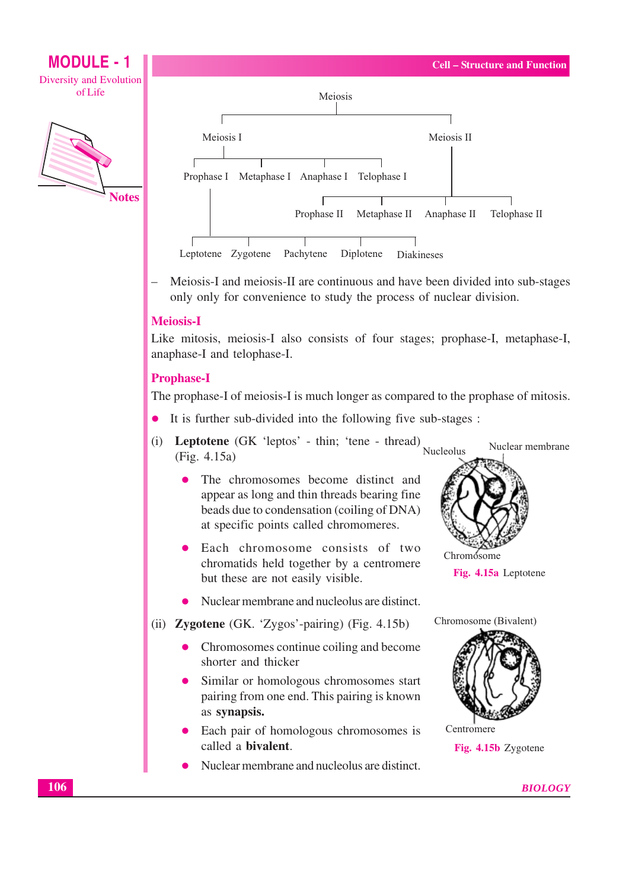Meiosis

- Meiosis I
  - Prophase I
    - Leptotene
    - Zygotene
    - Pachytene
    - Diplotene
    - Diakineses
  - Metaphase I
  - Anaphase I
  - Telophase I
- Meiosis II
  - Prophase II
  - Metaphase II
  - Anaphase II
  - Telophase II

– Meiosis-I and meiosis-II are continuous and have been divided into sub-stages only only for convenience to study the process of nuclear division.

## Meiosis-I

Like mitosis, meiosis-I also consists of four stages; prophase-I, metaphase-I, anaphase-I and telophase-I.

### Prophase-I

The prophase-I of meiosis-I is much longer as compared to the prophase of mitosis.

- It is further sub-divided into the following five sub-stages :

(i) **Leptotene** (GK 'leptos' - thin; 'tene - thread) (Fig. 4.15a)

- The chromosomes become distinct and appear as long and thin threads bearing fine beads due to condensation (coiling of DNA) at specific points called chromomeres.
- Each chromosome consists of two chromatids held together by a centromere but these are not easily visible.
- Nuclear membrane and nucleolus are distinct.

Nucleolus, Nuclear membrane, Chromosome

Fig. 4.15a Leptotene

(ii) **Zygotene** (GK. 'Zygos'-pairing) (Fig. 4.15b)

- Chromosomes continue coiling and become shorter and thicker
- Similar or homologous chromosomes start pairing from one end. This pairing is known as **synapsis.**
- Each pair of homologous chromosomes is called a **bivalent**.
- Nuclear membrane and nucleolus are distinct.

Chromosome (Bivalent), Centromere

Fig. 4.15b Zygotene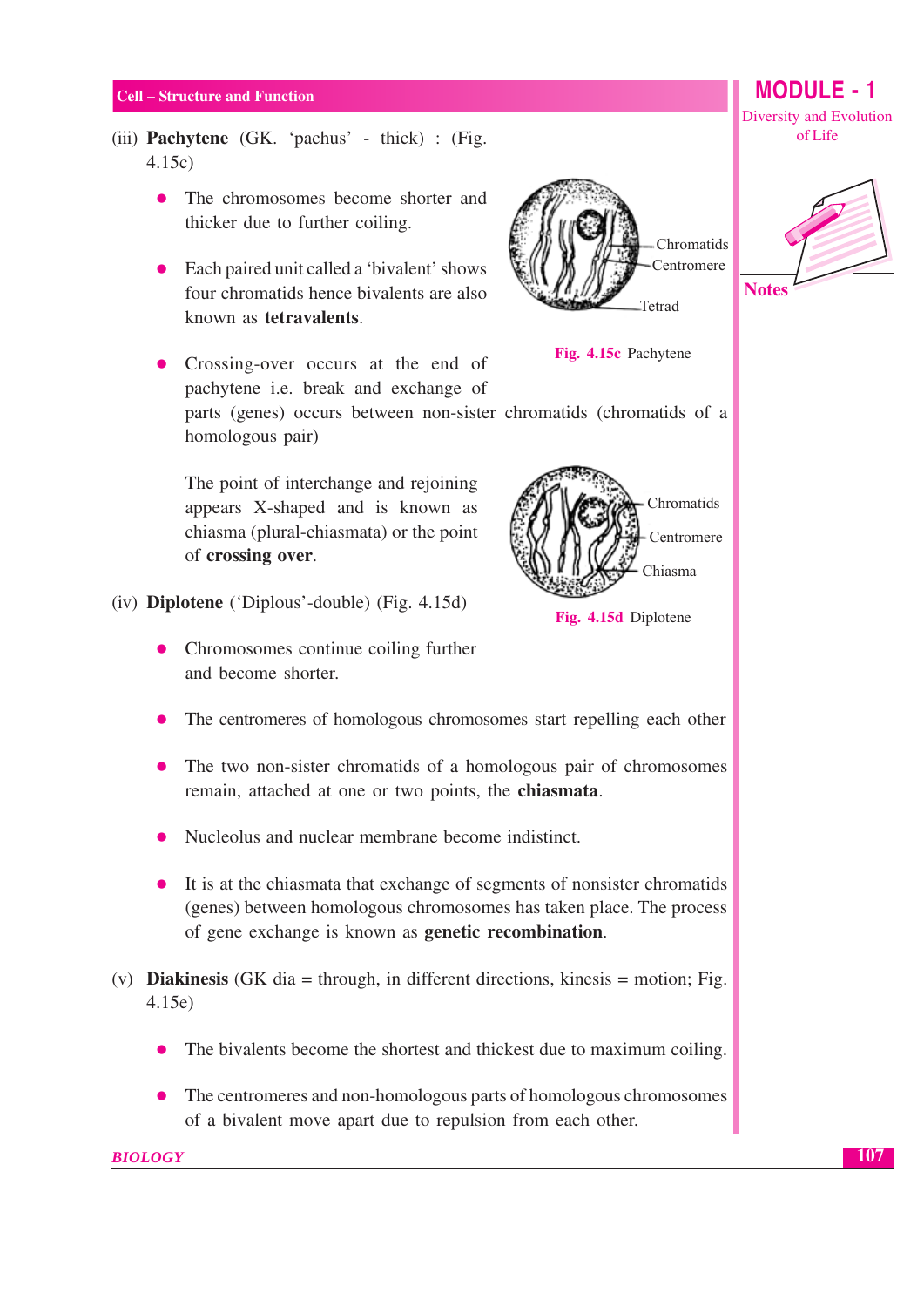(iii) **Pachytene** (GK. 'pachus' - thick) : (Fig. 4.15c)

- The chromosomes become shorter and thicker due to further coiling.
- Each paired unit called a 'bivalent' shows four chromatids hence bivalents are also known as **tetravalents**.
- Crossing-over occurs at the end of pachytene i.e. break and exchange of parts (genes) occurs between non-sister chromatids (chromatids of a homologous pair)

  The point of interchange and rejoining appears X-shaped and is known as chiasma (plural-chiasmata) or the point of **crossing over**.

Chromatids
Centromere
Tetrad

**Fig. 4.15c** Pachytene

(iv) **Diplotene** ('Diplous'-double) (Fig. 4.15d)

Chromatids
Centromere
Chiasma

**Fig. 4.15d** Diplotene

- Chromosomes continue coiling further and become shorter.
- The centromeres of homologous chromosomes start repelling each other
- The two non-sister chromatids of a homologous pair of chromosomes remain, attached at one or two points, the **chiasmata**.
- Nucleolus and nuclear membrane become indistinct.
- It is at the chiasmata that exchange of segments of nonsister chromatids (genes) between homologous chromosomes has taken place. The process of gene exchange is known as **genetic recombination**.

(v) **Diakinesis** (GK dia = through, in different directions, kinesis = motion; Fig. 4.15e)

- The bivalents become the shortest and thickest due to maximum coiling.
- The centromeres and non-homologous parts of homologous chromosomes of a bivalent move apart due to repulsion from each other.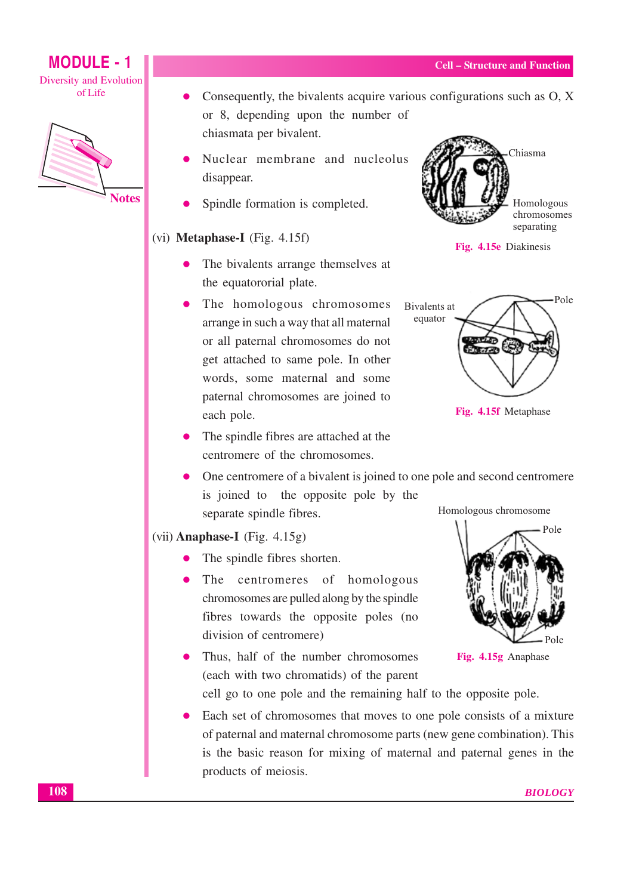- Consequently, the bivalents acquire various configurations such as O, X or 8, depending upon the number of chiasmata per bivalent.
- Nuclear membrane and nucleolus disappear.
- Spindle formation is completed.

Chiasma

Homologous chromosomes separating

**Fig. 4.15e** Diakinesis

(vi) **Metaphase-I** (Fig. 4.15f)

- The bivalents arrange themselves at the equatororial plate.
- The homologous chromosomes arrange in such a way that all maternal or all paternal chromosomes do not get attached to same pole. In other words, some maternal and some paternal chromosomes are joined to each pole.
- The spindle fibres are attached at the centromere of the chromosomes.
- One centromere of a bivalent is joined to one pole and second centromere is joined to the opposite pole by the separate spindle fibres.

Bivalents at equator

Pole

**Fig. 4.15f** Metaphase

(vii) **Anaphase-I** (Fig. 4.15g)

- The spindle fibres shorten.
- The centromeres of homologous chromosomes are pulled along by the spindle fibres towards the opposite poles (no division of centromere)
- Thus, half of the number chromosomes (each with two chromatids) of the parent cell go to one pole and the remaining half to the opposite pole.
- Each set of chromosomes that moves to one pole consists of a mixture of paternal and maternal chromosome parts (new gene combination). This is the basic reason for mixing of maternal and paternal genes in the products of meiosis.

Homologous chromosome

Pole

Pole

**Fig. 4.15g** Anaphase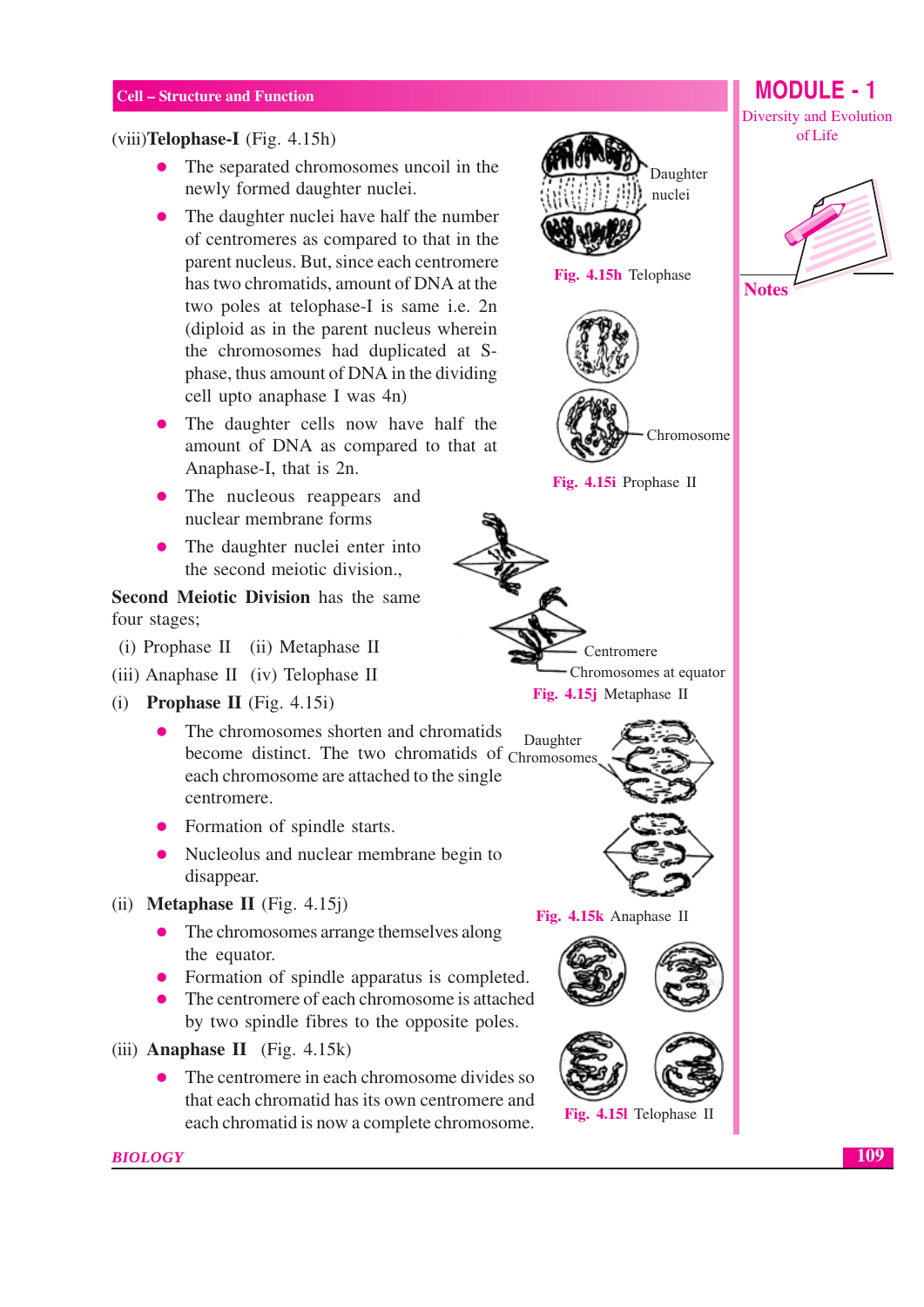(viii) **Telophase-I** (Fig. 4.15h)

- The separated chromosomes uncoil in the newly formed daughter nuclei.
- The daughter nuclei have half the number of centromeres as compared to that in the parent nucleus. But, since each centromere has two chromatids, amount of DNA at the two poles at telophase-I is same i.e. 2n (diploid as in the parent nucleus wherein the chromosomes had duplicated at S-phase, thus amount of DNA in the dividing cell upto anaphase I was 4n)
- The daughter cells now have half the amount of DNA as compared to that at Anaphase-I, that is 2n.
- The nucleous reappears and nuclear membrane forms
- The daughter nuclei enter into the second meiotic division.,

Daughter nuclei

**Fig. 4.15h** Telophase

**Second Meiotic Division** has the same four stages;

(i) Prophase II (ii) Metaphase II

(iii) Anaphase II (iv) Telophase II

(i) **Prophase II** (Fig. 4.15i)

- The chromosomes shorten and chromatids become distinct. The two chromatids of each chromosome are attached to the single centromere.
- Formation of spindle starts.
- Nucleolus and nuclear membrane begin to disappear.

Chromosome

**Fig. 4.15i** Prophase II

(ii) **Metaphase II** (Fig. 4.15j)

- The chromosomes arrange themselves along the equator.
- Formation of spindle apparatus is completed.
- The centremere of each chromosome is attached by two spindle fibres to the opposite poles.

Centremere

Chromosomes at equator

**Fig. 4.15j** Metaphase II

(iii) **Anaphase II** (Fig. 4.15k)

- The centremere in each chromosome divides so that each chromatid has its own centremere and each chromatid is now a complete chromosome.

Daughter Chromosomes

**Fig. 4.15k** Anaphase II

**Fig. 4.15l** Telophase II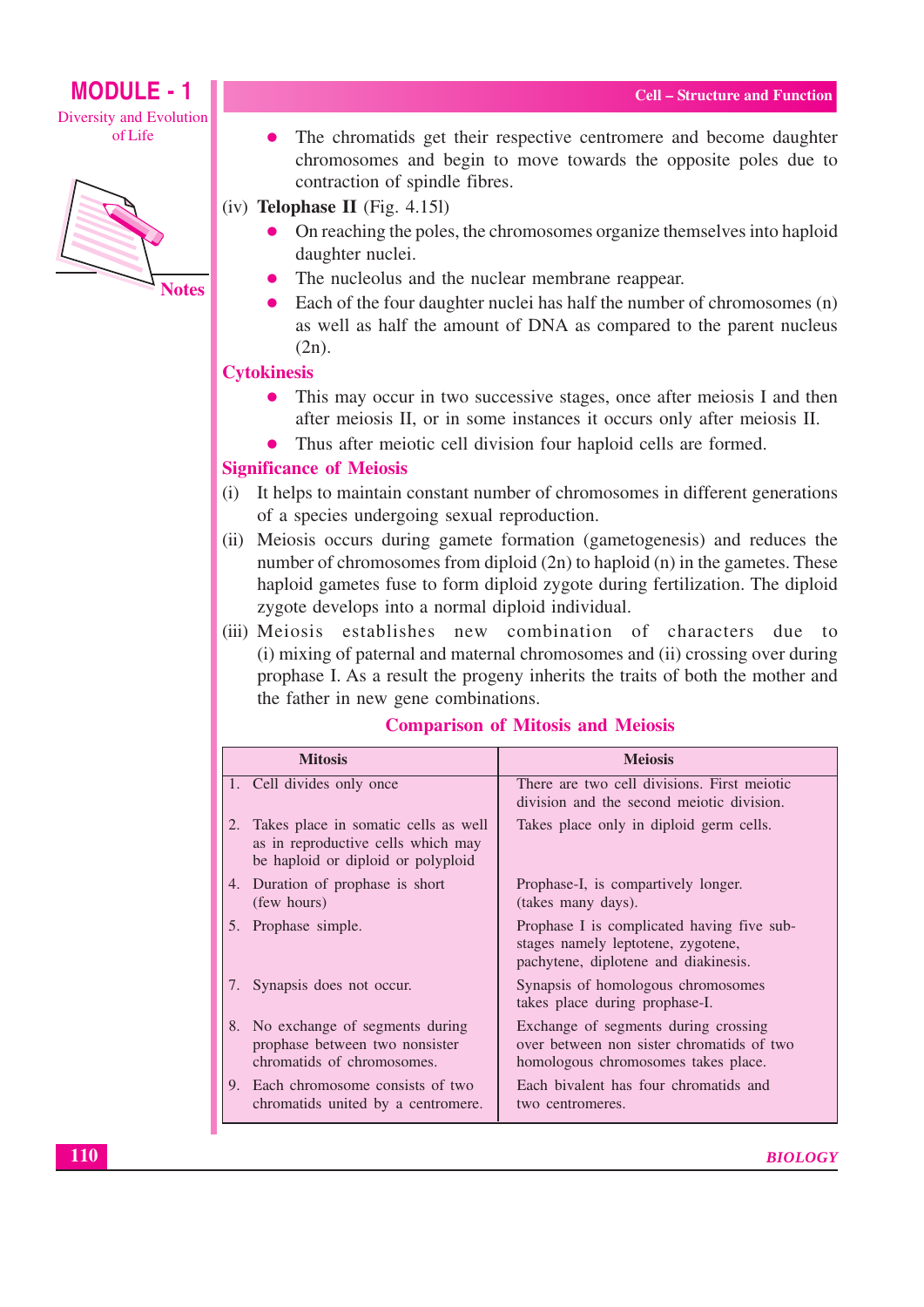- The chromatids get their respective centromere and become daughter chromosomes and begin to move towards the opposite poles due to contraction of spindle fibres.

(iv) **Telophase II** (Fig. 4.15l)

- On reaching the poles, the chromosomes organize themselves into haploid daughter nuclei.
- The nucleolus and the nuclear membrane reappear.
- Each of the four daughter nuclei has half the number of chromosomes (n) as well as half the amount of DNA as compared to the parent nucleus (2n).

## Cytokinesis

- This may occur in two successive stages, once after meiosis I and then after meiosis II, or in some instances it occurs only after meiosis II.
- Thus after meiotic cell division four haploid cells are formed.

## Significance of Meiosis

(i) It helps to maintain constant number of chromosomes in different generations of a species undergoing sexual reproduction.

(ii) Meiosis occurs during gamete formation (gametogenesis) and reduces the number of chromosomes from diploid (2n) to haploid (n) in the gametes. These haploid gametes fuse to form diploid zygote during fertilization. The diploid zygote develops into a normal diploid individual.

(iii) Meiosis establishes new combination of characters due to (i) mixing of paternal and maternal chromosomes and (ii) crossing over during prophase I. As a result the progeny inherits the traits of both the mother and the father in new gene combinations.

## Comparison of Mitosis and Meiosis

| Mitosis | Meiosis |
|---|---|
| 1. Cell divides only once | There are two cell divisions. First meiotic division and the second meiotic division. |
| 2. Takes place in somatic cells as well as in reproductive cells which may be haploid or diploid or polyploid | Takes place only in diploid germ cells. |
| 4. Duration of prophase is short (few hours) | Prophase-I, is compartively longer. (takes many days). |
| 5. Prophase simple. | Prophase I is complicated having five sub-stages namely leptotene, zygotene, pachytene, diplotene and diakinesis. |
| 7. Synapsis does not occur. | Synapsis of homologous chromosomes takes place during prophase-I. |
| 8. No exchange of segments during prophase between two nonsister chromatids of chromosomes. | Exchange of segments during crossing over between non sister chromatids of two homologous chromosomes takes place. |
| 9. Each chromosome consists of two chromatids united by a centromere. | Each bivalent has four chromatids and two centromeres. |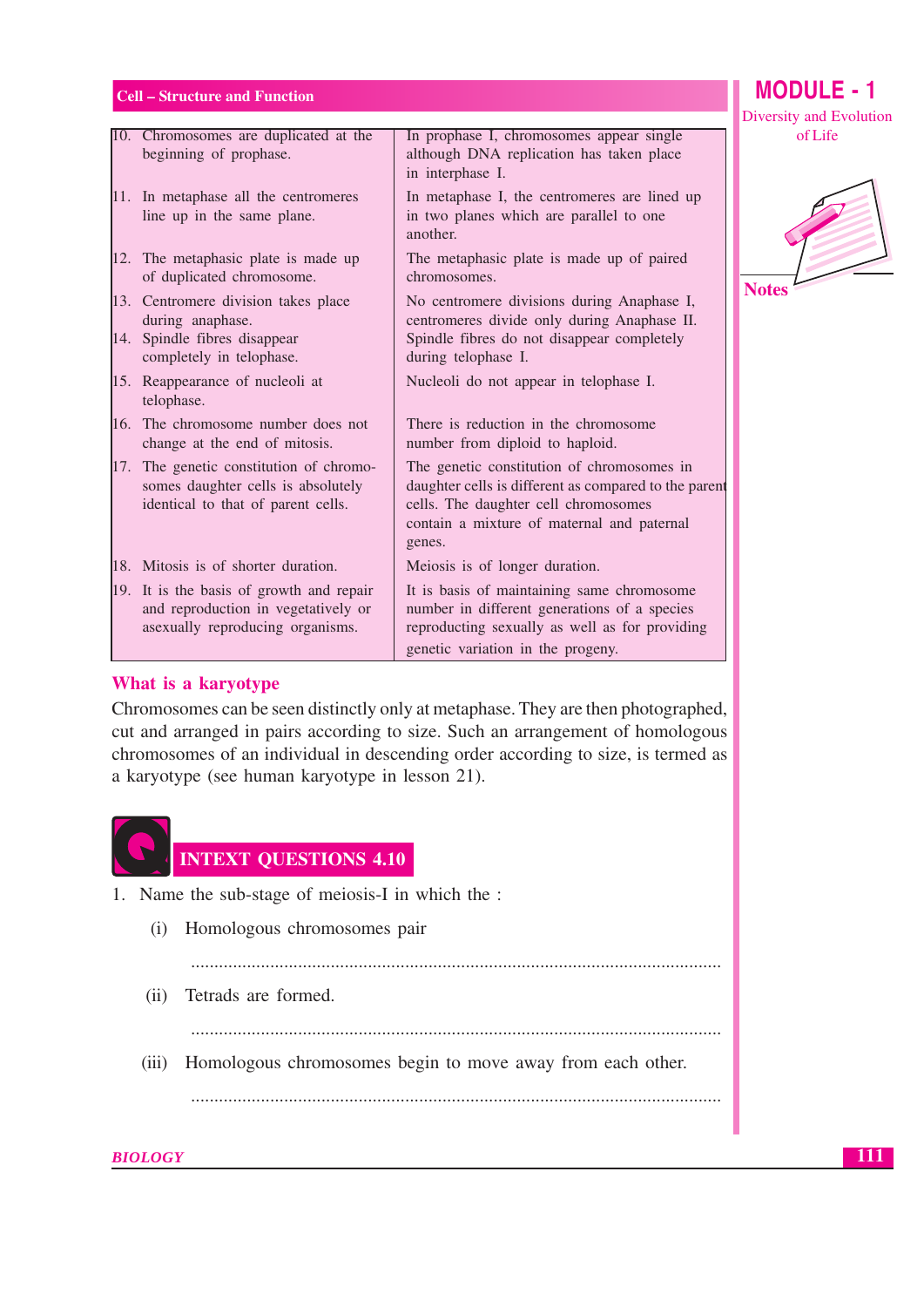| | |
|---|---|
| 10. Chromosomes are duplicated at the beginning of prophase. | In prophase I, chromosomes appear single although DNA replication has taken place in interphase I. |
| 11. In metaphase all the centromeres line up in the same plane. | In metaphase I, the centromeres are lined up in two planes which are parallel to one another. |
| 12. The metaphasic plate is made up of duplicated chromosome. | The metaphasic plate is made up of paired chromosomes. |
| 13. Centromere division takes place during anaphase. | No centromere divisions during Anaphase I, centromeres divide only during Anaphase II. |
| 14. Spindle fibres disappear completely in telophase. | Spindle fibres do not disappear completely during telophase I. |
| 15. Reappearance of nucleoli at telophase. | Nucleoli do not appear in telophase I. |
| 16. The chromosome number does not change at the end of mitosis. | There is reduction in the chromosome number from diploid to haploid. |
| 17. The genetic constitution of chromosomes daughter cells is absolutely identical to that of parent cells. | The genetic constitution of chromosomes in daughter cells is different as compared to the parent cells. The daughter cell chromosomes contain a mixture of maternal and paternal genes. |
| 18. Mitosis is of shorter duration. | Meiosis is of longer duration. |
| 19. It is the basis of growth and repair and reproduction in vegetatively or asexually reproducing organisms. | It is basis of maintaining same chromosome number in different generations of a species reproducting sexually as well as for providing genetic variation in the progeny. |

## What is a karyotype

Chromosomes can be seen distinctly only at metaphase. They are then photographed, cut and arranged in pairs according to size. Such an arrangement of homologous chromosomes of an individual in descending order according to size, is termed as a karyotype (see human karyotype in lesson 21).

## INTEXT QUESTIONS 4.10

1. Name the sub-stage of meiosis-I in which the :

   (i) Homologous chromosomes pair

   ................................................................................................................

   (ii) Tetrads are formed.

   ................................................................................................................

   (iii) Homologous chromosomes begin to move away from each other.

   ................................................................................................................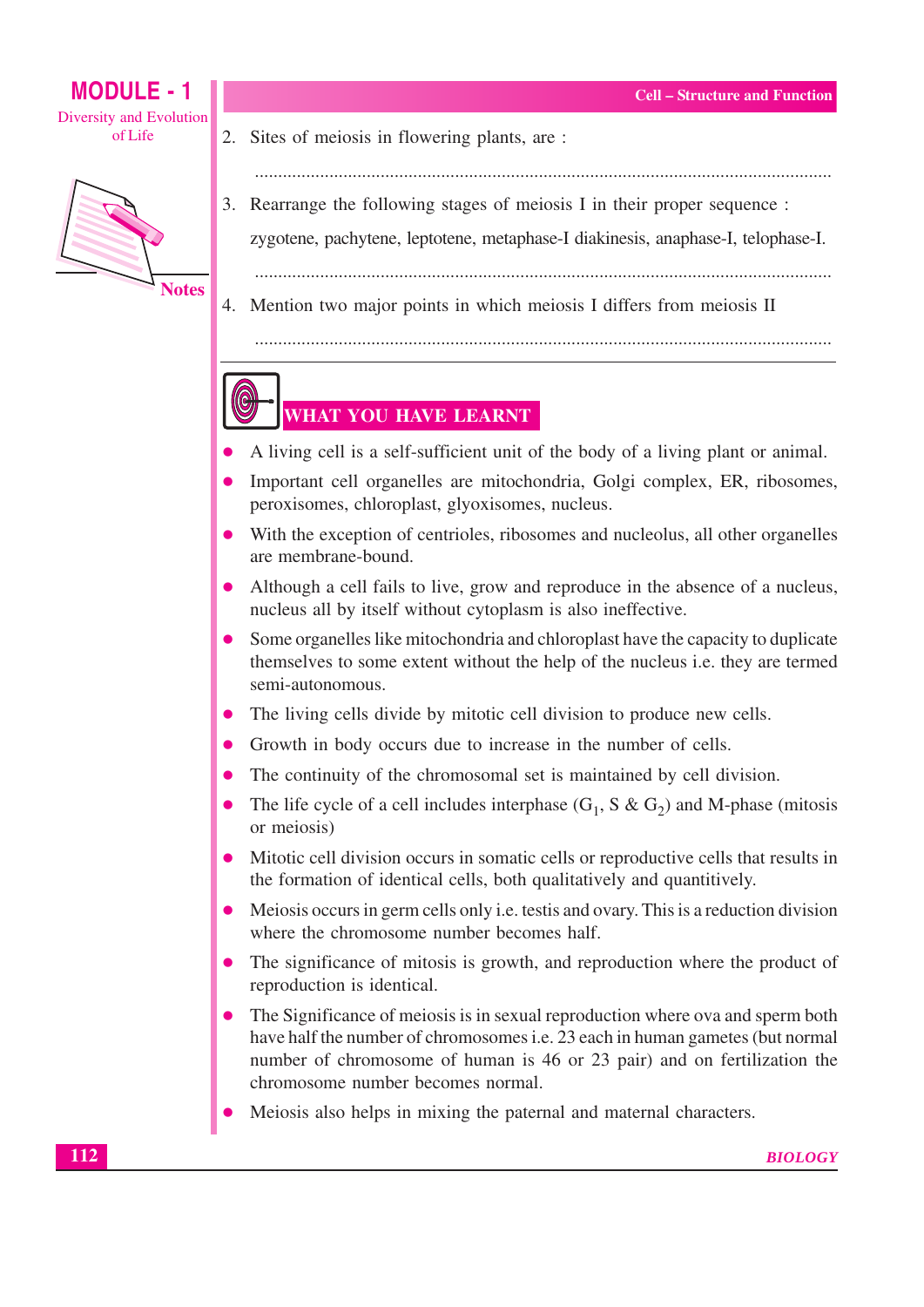2. Sites of meiosis in flowering plants, are :

   ..........................................................................................................................

3. Rearrange the following stages of meiosis I in their proper sequence :

   zygotene, pachytene, leptotene, metaphase-I diakinesis, anaphase-I, telophase-I.

   ..........................................................................................................................

4. Mention two major points in which meiosis I differs from meiosis II

   ..........................................................................................................................

## WHAT YOU HAVE LEARNT

- A living cell is a self-sufficient unit of the body of a living plant or animal.
- Important cell organelles are mitochondria, Golgi complex, ER, ribosomes, peroxisomes, chloroplast, glyoxisomes, nucleus.
- With the exception of centrioles, ribosomes and nucleolus, all other organelles are membrane-bound.
- Although a cell fails to live, grow and reproduce in the absence of a nucleus, nucleus all by itself without cytoplasm is also ineffective.
- Some organelles like mitochondria and chloroplast have the capacity to duplicate themselves to some extent without the help of the nucleus i.e. they are termed semi-autonomous.
- The living cells divide by mitotic cell division to produce new cells.
- Growth in body occurs due to increase in the number of cells.
- The continuity of the chromosomal set is maintained by cell division.
- The life cycle of a cell includes interphase ($G_1$, S & $G_2$) and M-phase (mitosis or meiosis)
- Mitotic cell division occurs in somatic cells or reproductive cells that results in the formation of identical cells, both qualitatively and quantitively.
- Meiosis occurs in germ cells only i.e. testis and ovary. This is a reduction division where the chromosome number becomes half.
- The significance of mitosis is growth, and reproduction where the product of reproduction is identical.
- The Significance of meiosis is in sexual reproduction where ova and sperm both have half the number of chromosomes i.e. 23 each in human gametes (but normal number of chromosome of human is 46 or 23 pair) and on fertilization the chromosome number becomes normal.
- Meiosis also helps in mixing the paternal and maternal characters.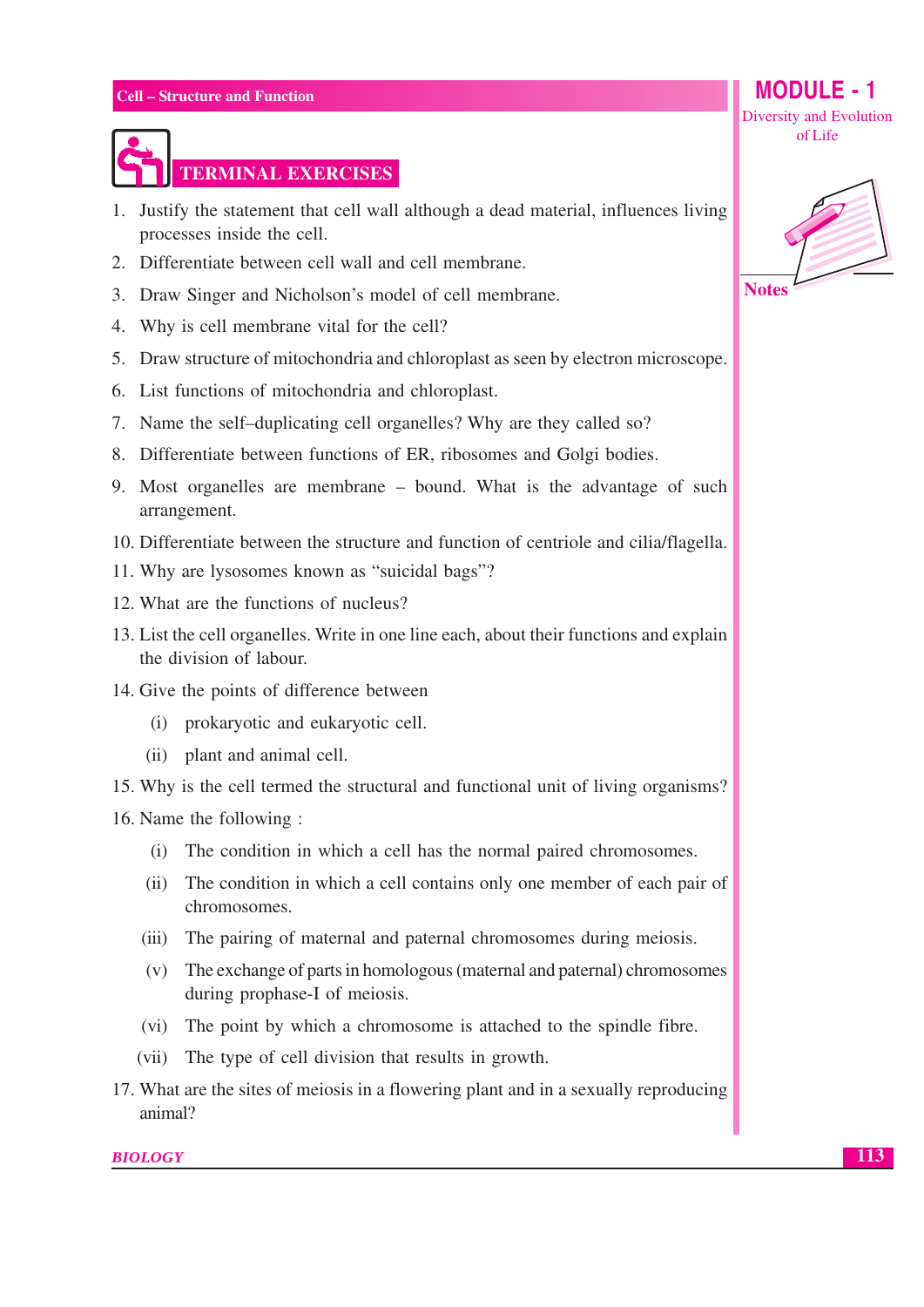## TERMINAL EXERCISES

1. Justify the statement that cell wall although a dead material, influences living processes inside the cell.
2. Differentiate between cell wall and cell membrane.
3. Draw Singer and Nicholson's model of cell membrane.
4. Why is cell membrane vital for the cell?
5. Draw structure of mitochondria and chloroplast as seen by electron microscope.
6. List functions of mitochondria and chloroplast.
7. Name the self–duplicating cell organelles? Why are they called so?
8. Differentiate between functions of ER, ribosomes and Golgi bodies.
9. Most organelles are membrane – bound. What is the advantage of such arrangement.
10. Differentiate between the structure and function of centriole and cilia/flagella.
11. Why are lysosomes known as "suicidal bags"?
12. What are the functions of nucleus?
13. List the cell organelles. Write in one line each, about their functions and explain the division of labour.
14. Give the points of difference between
    - (i) prokaryotic and eukaryotic cell.
    - (ii) plant and animal cell.
15. Why is the cell termed the structural and functional unit of living organisms?
16. Name the following :
    - (i) The condition in which a cell has the normal paired chromosomes.
    - (ii) The condition in which a cell contains only one member of each pair of chromosomes.
    - (iii) The pairing of maternal and paternal chromosomes during meiosis.
    - (v) The exchange of parts in homologous (maternal and paternal) chromosomes during prophase-I of meiosis.
    - (vi) The point by which a chromosome is attached to the spindle fibre.
    - (vii) The type of cell division that results in growth.
17. What are the sites of meiosis in a flowering plant and in a sexually reproducing animal?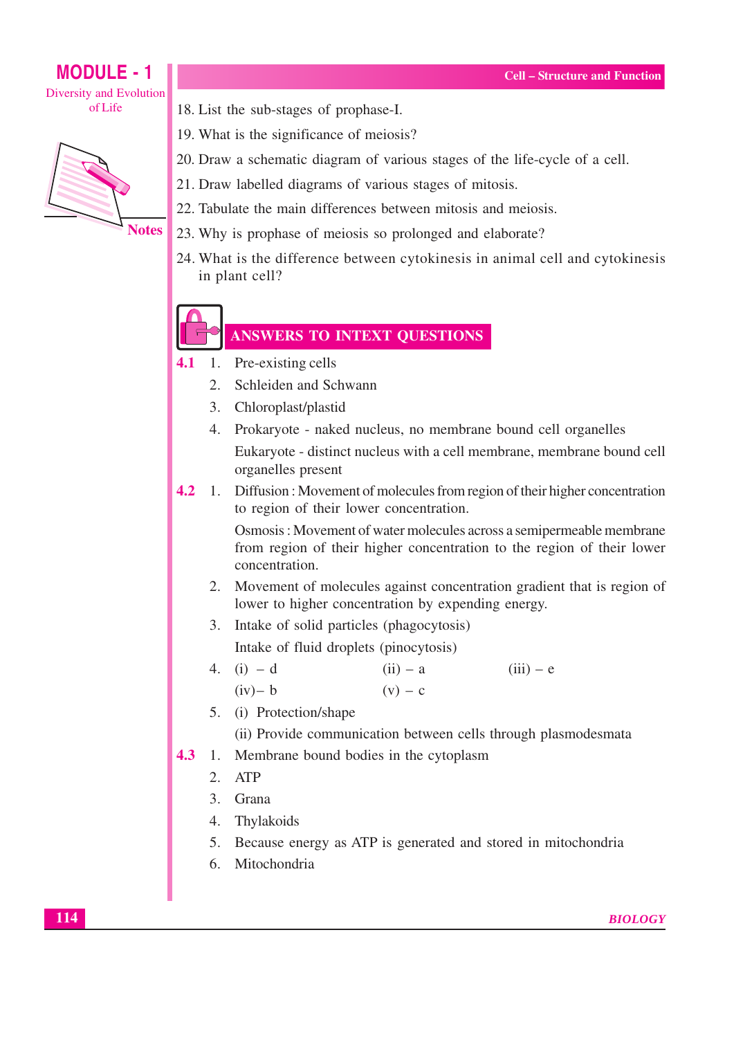18. List the sub-stages of prophase-I.
19. What is the significance of meiosis?
20. Draw a schematic diagram of various stages of the life-cycle of a cell.
21. Draw labelled diagrams of various stages of mitosis.
22. Tabulate the main differences between mitosis and meiosis.
23. Why is prophase of meiosis so prolonged and elaborate?
24. What is the difference between cytokinesis in animal cell and cytokinesis in plant cell?

## ANSWERS TO INTEXT QUESTIONS

**4.1**

1. Pre-existing cells
2. Schleiden and Schwann
3. Chloroplast/plastid
4. Prokaryote - naked nucleus, no membrane bound cell organelles

   Eukaryote - distinct nucleus with a cell membrane, membrane bound cell organelles present

**4.2**

1. Diffusion : Movement of molecules from region of their higher concentration to region of their lower concentration.

   Osmosis : Movement of water molecules across a semipermeable membrane from region of their higher concentration to the region of their lower concentration.
2. Movement of molecules against concentration gradient that is region of lower to higher concentration by expending energy.
3. Intake of solid particles (phagocytosis)

   Intake of fluid droplets (pinocytosis)
4. (i) – d (ii) – a (iii) – e

   (iv)– b (v) – c
5. (i) Protection/shape

   (ii) Provide communication between cells through plasmodesmata

**4.3**

1. Membrane bound bodies in the cytoplasm
2. ATP
3. Grana
4. Thylakoids
5. Because energy as ATP is generated and stored in mitochondria
6. Mitochondria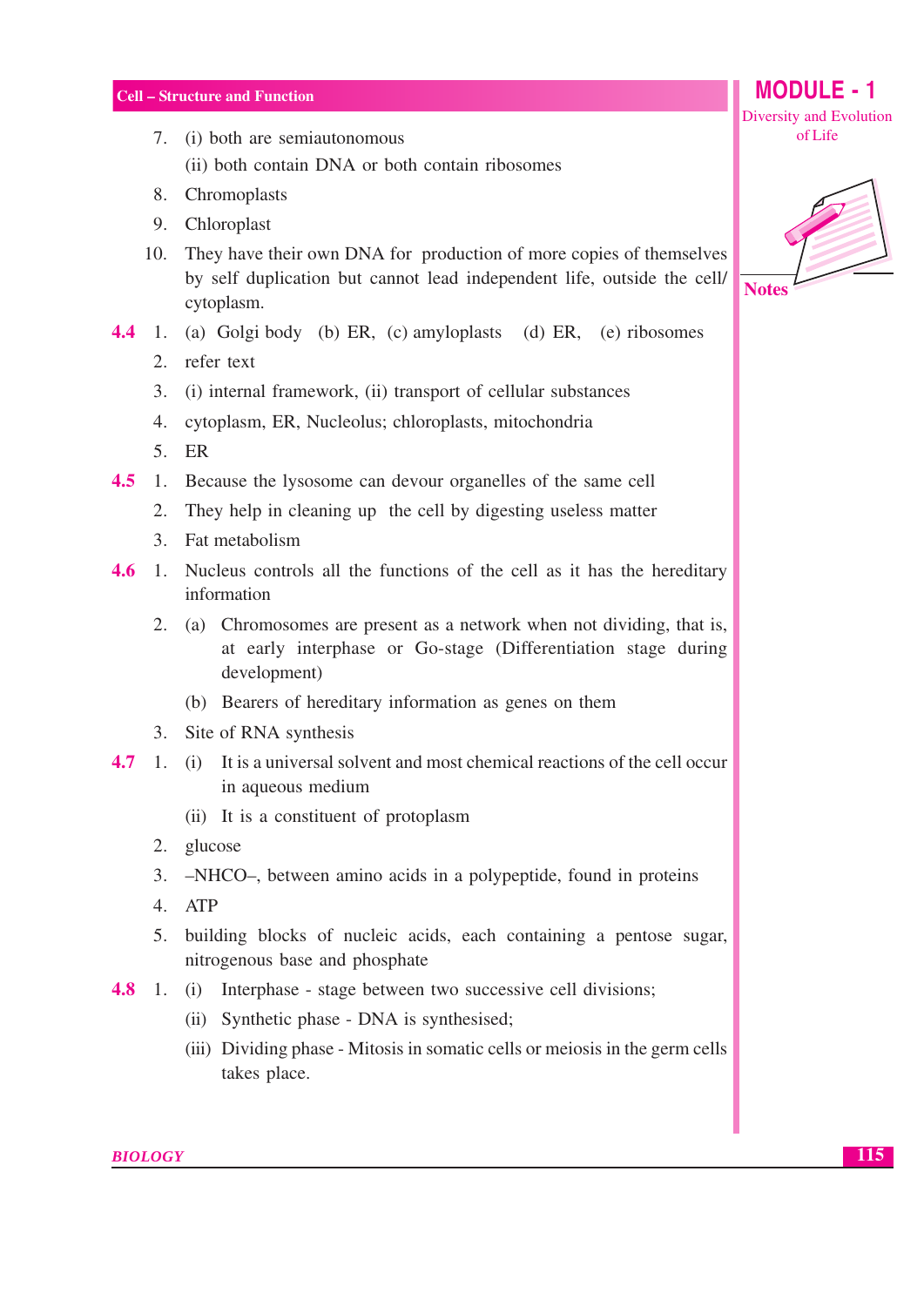7. (i) both are semiautonomous

   (ii) both contain DNA or both contain ribosomes

8. Chromoplasts

9. Chloroplast

10. They have their own DNA for production of more copies of themselves by self duplication but cannot lead independent life, outside the cell/ cytoplasm.

**4.4** 1. (a) Golgi body (b) ER, (c) amyloplasts (d) ER, (e) ribosomes

2. refer text

3. (i) internal framework, (ii) transport of cellular substances

4. cytoplasm, ER, Nucleolus; chloroplasts, mitochondria

5. ER

**4.5** 1. Because the lysosome can devour organelles of the same cell

2. They help in cleaning up the cell by digesting useless matter

3. Fat metabolism

**4.6** 1. Nucleus controls all the functions of the cell as it has the hereditary information

2. (a) Chromosomes are present as a network when not dividing, that is, at early interphase or Go-stage (Differentiation stage during development)

   (b) Bearers of hereditary information as genes on them

3. Site of RNA synthesis

**4.7** 1. (i) It is a universal solvent and most chemical reactions of the cell occur in aqueous medium

   (ii) It is a constituent of protoplasm

2. glucose

3. –NHCO–, between amino acids in a polypeptide, found in proteins

4. ATP

5. building blocks of nucleic acids, each containing a pentose sugar, nitrogenous base and phosphate

**4.8** 1. (i) Interphase - stage between two successive cell divisions;

   (ii) Synthetic phase - DNA is synthesised;

   (iii) Dividing phase - Mitosis in somatic cells or meiosis in the germ cells takes place.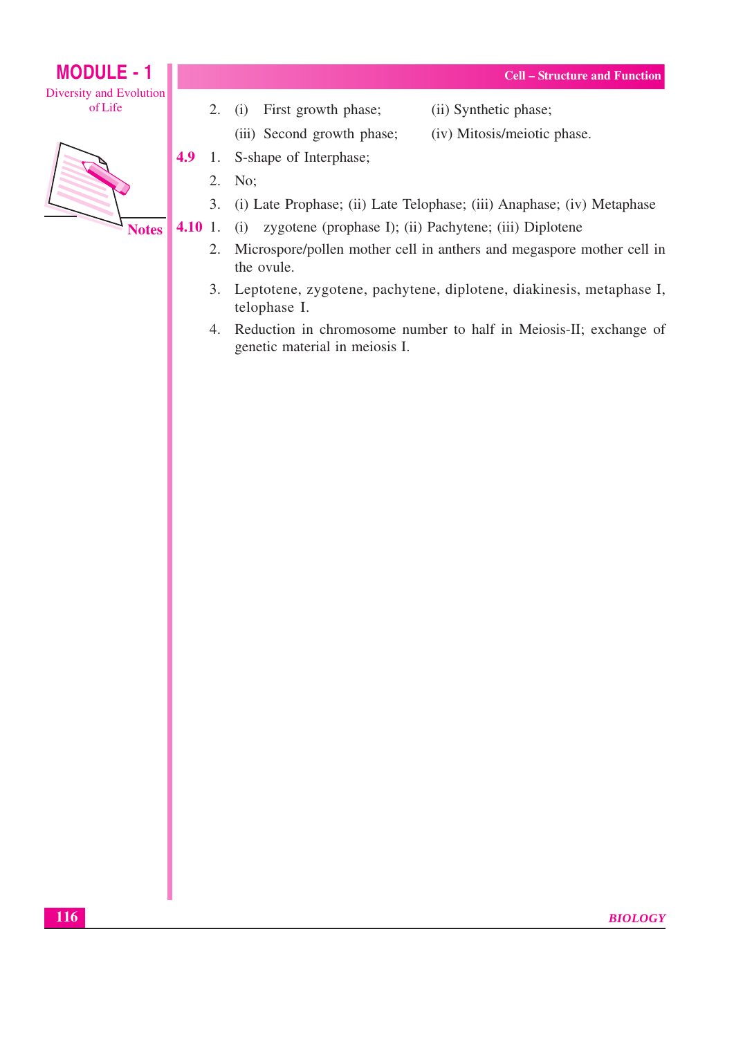2. (i) First growth phase; (ii) Synthetic phase;
   (iii) Second growth phase; (iv) Mitosis/meiotic phase.

**4.9** 1. S-shape of Interphase;

2. No;

3. (i) Late Prophase; (ii) Late Telophase; (iii) Anaphase; (iv) Metaphase

**4.10** 1. (i) zygotene (prophase I); (ii) Pachytene; (iii) Diplotene

2. Microspore/pollen mother cell in anthers and megaspore mother cell in the ovule.

3. Leptotene, zygotene, pachytene, diplotene, diakinesis, metaphase I, telophase I.

4. Reduction in chromosome number to half in Meiosis-II; exchange of genetic material in meiosis I.